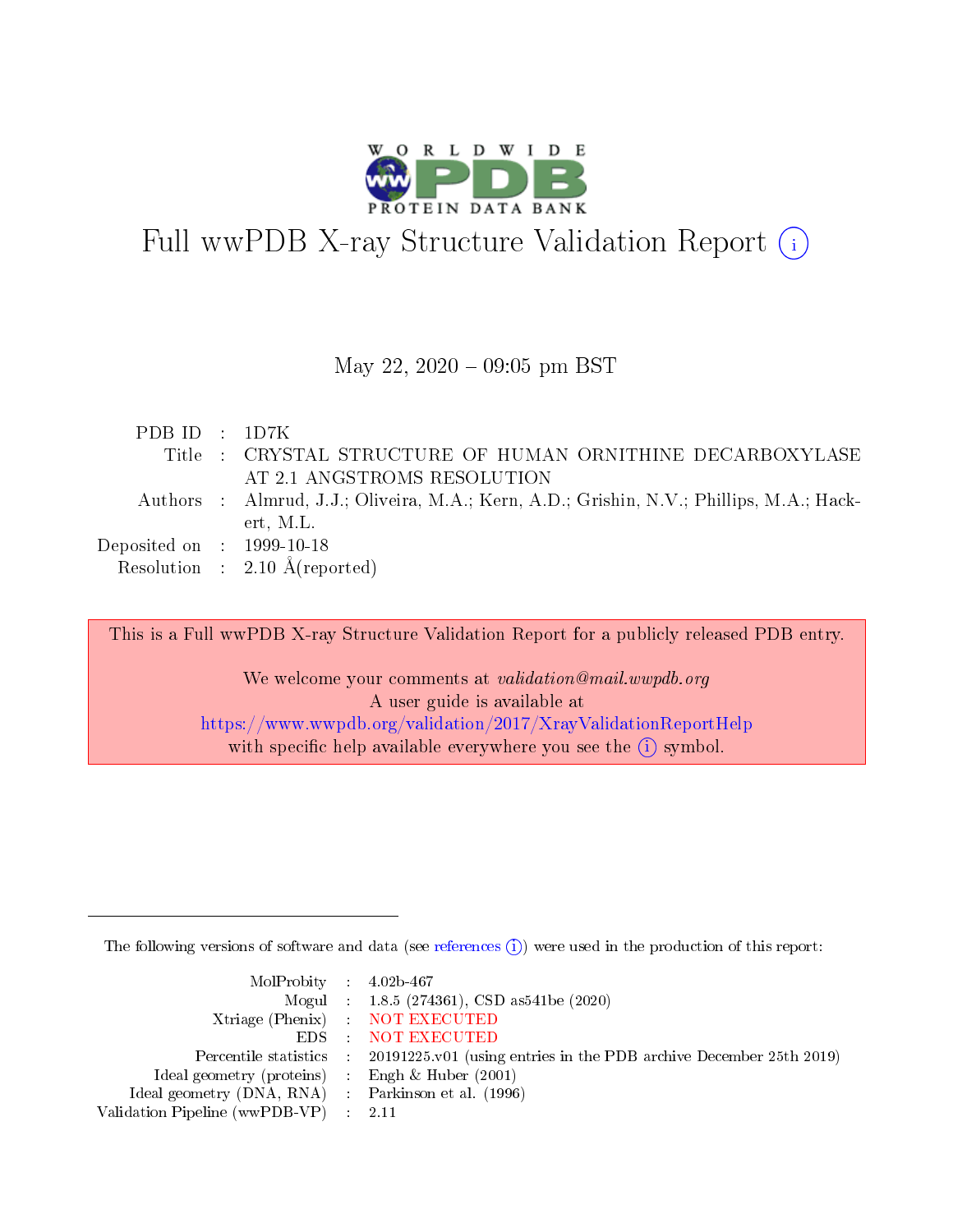# Full wwPDB X-ray Structure Validation Report (i)

May 22, 2020 – 09:05 pm BST

| | | |
|---|---|---|
| PDB ID | : | 1D7K |
| Title | : | CRYSTAL STRUCTURE OF HUMAN ORNITHINE DECARBOXYLASE AT 2.1 ANGSTROMS RESOLUTION |
| Authors | : | Almrud, J.J.; Oliveira, M.A.; Kern, A.D.; Grishin, N.V.; Phillips, M.A.; Hackert, M.L. |
| Deposited on | : | 1999-10-18 |
| Resolution | : | 2.10 Å(reported) |

This is a Full wwPDB X-ray Structure Validation Report for a publicly released PDB entry.

We welcome your comments at *validation@mail.wwpdb.org*
A user guide is available at
https://www.wwpdb.org/validation/2017/XrayValidationReportHelp
with specific help available everywhere you see the (i) symbol.

---

The following versions of software and data (see references (i)) were used in the production of this report:

| | | |
|---|---|---|
| MolProbity | : | 4.02b-467 |
| Mogul | : | 1.8.5 (274361), CSD as541be (2020) |
| Xtriage (Phenix) | : | NOT EXECUTED |
| EDS | : | NOT EXECUTED |
| Percentile statistics | : | 20191225.v01 (using entries in the PDB archive December 25th 2019) |
| Ideal geometry (proteins) | : | Engh & Huber (2001) |
| Ideal geometry (DNA, RNA) | : | Parkinson et al. (1996) |
| Validation Pipeline (wwPDB-VP) | : | 2.11 |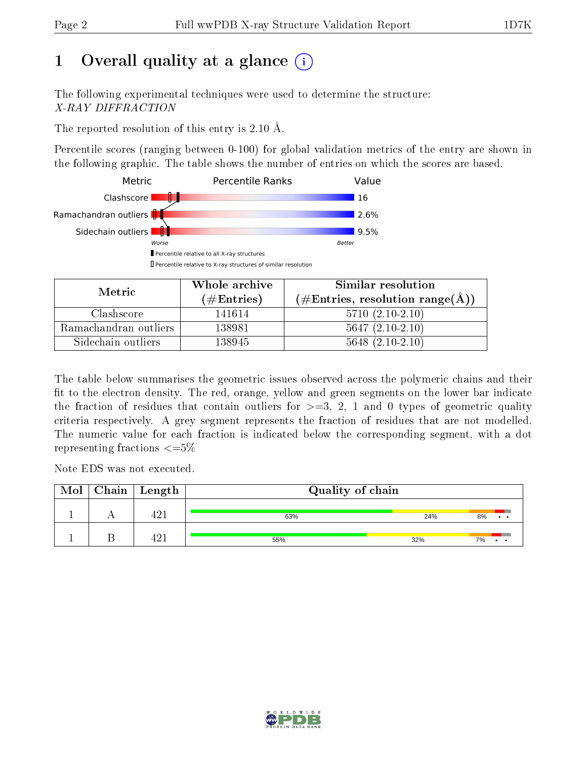# 1 Overall quality at a glance (i)

The following experimental techniques were used to determine the structure:
*X-RAY DIFFRACTION*

The reported resolution of this entry is 2.10 Å.

Percentile scores (ranging between 0-100) for global validation metrics of the entry are shown in the following graphic. The table shows the number of entries on which the scores are based.

| Metric | Value |
|---|---|
| Clashscore | 16 |
| Ramachandran outliers | 2.6% |
| Sidechain outliers | 9.5% |

Worse — Better

▮ Percentile relative to all X-ray structures
▯ Percentile relative to X-ray structures of similar resolution

| Metric | Whole archive (#Entries) | Similar resolution (#Entries, resolution range(Å)) |
|---|---|---|
| Clashscore | 141614 | 5710 (2.10-2.10) |
| Ramachandran outliers | 138981 | 5647 (2.10-2.10) |
| Sidechain outliers | 138945 | 5648 (2.10-2.10) |

The table below summarises the geometric issues observed across the polymeric chains and their fit to the electron density. The red, orange, yellow and green segments on the lower bar indicate the fraction of residues that contain outliers for >=3, 2, 1 and 0 types of geometric quality criteria respectively. A grey segment represents the fraction of residues that are not modelled. The numeric value for each fraction is indicated below the corresponding segment, with a dot representing fractions <=5%

Note EDS was not executed.

| Mol | Chain | Length | Quality of chain |
|---|---|---|---|
| 1 | A | 421 | 63% · 24% · 8% · • • |
| 1 | B | 421 | 55% · 32% · 7% · • • |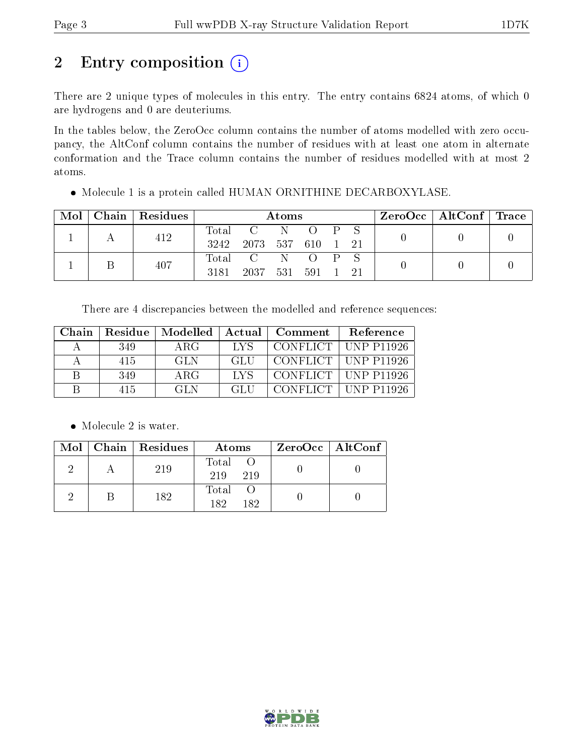## 2 Entry composition (i)

There are 2 unique types of molecules in this entry. The entry contains 6824 atoms, of which 0 are hydrogens and 0 are deuteriums.

In the tables below, the ZeroOcc column contains the number of atoms modelled with zero occupancy, the AltConf column contains the number of residues with at least one atom in alternate conformation and the Trace column contains the number of residues modelled with at most 2 atoms.

- Molecule 1 is a protein called HUMAN ORNITHINE DECARBOXYLASE.

| Mol | Chain | Residues | Atoms | | | | | | ZeroOcc | AltConf | Trace |
|---|---|---|---|---|---|---|---|---|---|---|---|
| | | | Total | C | N | O | P | S | | | |
| 1 | A | 412 | 3242 | 2073 | 537 | 610 | 1 | 21 | 0 | 0 | 0 |
| 1 | B | 407 | 3181 | 2037 | 531 | 591 | 1 | 21 | 0 | 0 | 0 |

There are 4 discrepancies between the modelled and reference sequences:

| Chain | Residue | Modelled | Actual | Comment | Reference |
|---|---|---|---|---|---|
| A | 349 | ARG | LYS | CONFLICT | UNP P11926 |
| A | 415 | GLN | GLU | CONFLICT | UNP P11926 |
| B | 349 | ARG | LYS | CONFLICT | UNP P11926 |
| B | 415 | GLN | GLU | CONFLICT | UNP P11926 |

- Molecule 2 is water.

| Mol | Chain | Residues | Atoms | | ZeroOcc | AltConf |
|---|---|---|---|---|---|---|
| | | | Total | O | | |
| 2 | A | 219 | 219 | 219 | 0 | 0 |
| 2 | B | 182 | 182 | 182 | 0 | 0 |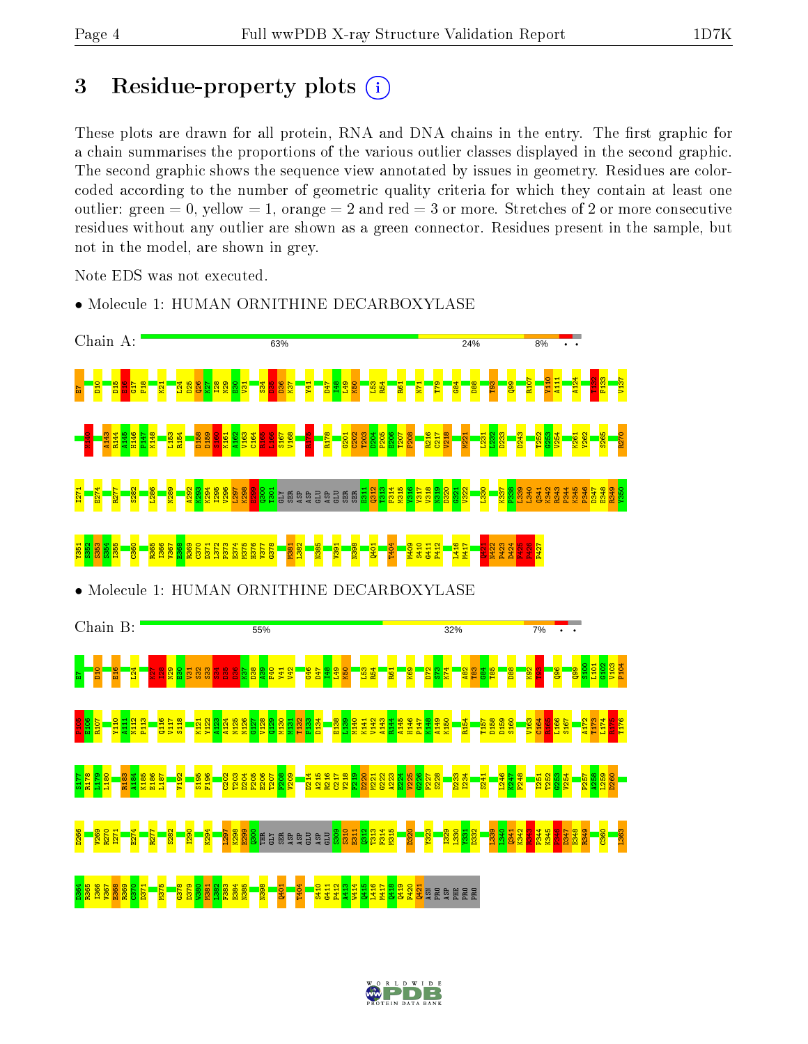# 3 Residue-property plots

These plots are drawn for all protein, RNA and DNA chains in the entry. The first graphic for a chain summarises the proportions of the various outlier classes displayed in the second graphic. The second graphic shows the sequence view annotated by issues in geometry. Residues are color-coded according to the number of geometric quality criteria for which they contain at least one outlier: green = 0, yellow = 1, orange = 2 and red = 3 or more. Stretches of 2 or more consecutive residues without any outlier are shown as a green connector. Residues present in the sample, but not in the model, are shown in grey.

Note EDS was not executed.

- Molecule 1: HUMAN ORNITHINE DECARBOXYLASE

Chain A: 63% | 24% | 8% | • | •

- Molecule 1: HUMAN ORNITHINE DECARBOXYLASE

Chain B: 55% | 32% | 7% | • | •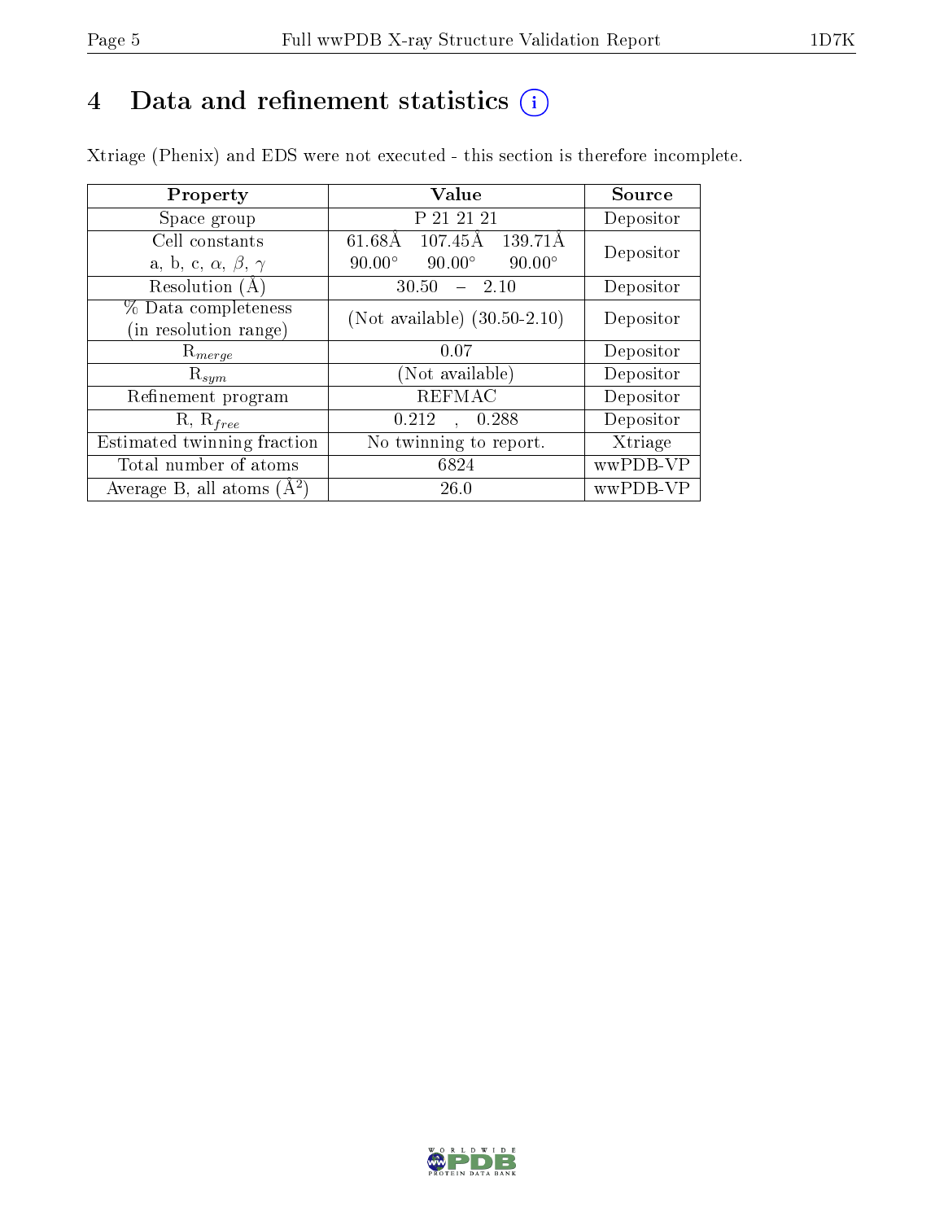# 4 Data and refinement statistics

Xtriage (Phenix) and EDS were not executed - this section is therefore incomplete.

| Property | Value | Source |
| --- | --- | --- |
| Space group | P 21 21 21 | Depositor |
| Cell constants<br>a, b, c, $\alpha$, $\beta$, $\gamma$ | 61.68Å 107.45Å 139.71Å<br>90.00° 90.00° 90.00° | Depositor |
| Resolution (Å) | 30.50 – 2.10 | Depositor |
| % Data completeness<br>(in resolution range) | (Not available) (30.50-2.10) | Depositor |
| $R_{merge}$ | 0.07 | Depositor |
| $R_{sym}$ | (Not available) | Depositor |
| Refinement program | REFMAC | Depositor |
| R, $R_{free}$ | 0.212 , 0.288 | Depositor |
| Estimated twinning fraction | No twinning to report. | Xtriage |
| Total number of atoms | 6824 | wwPDB-VP |
| Average B, all atoms (Å$^2$) | 26.0 | wwPDB-VP |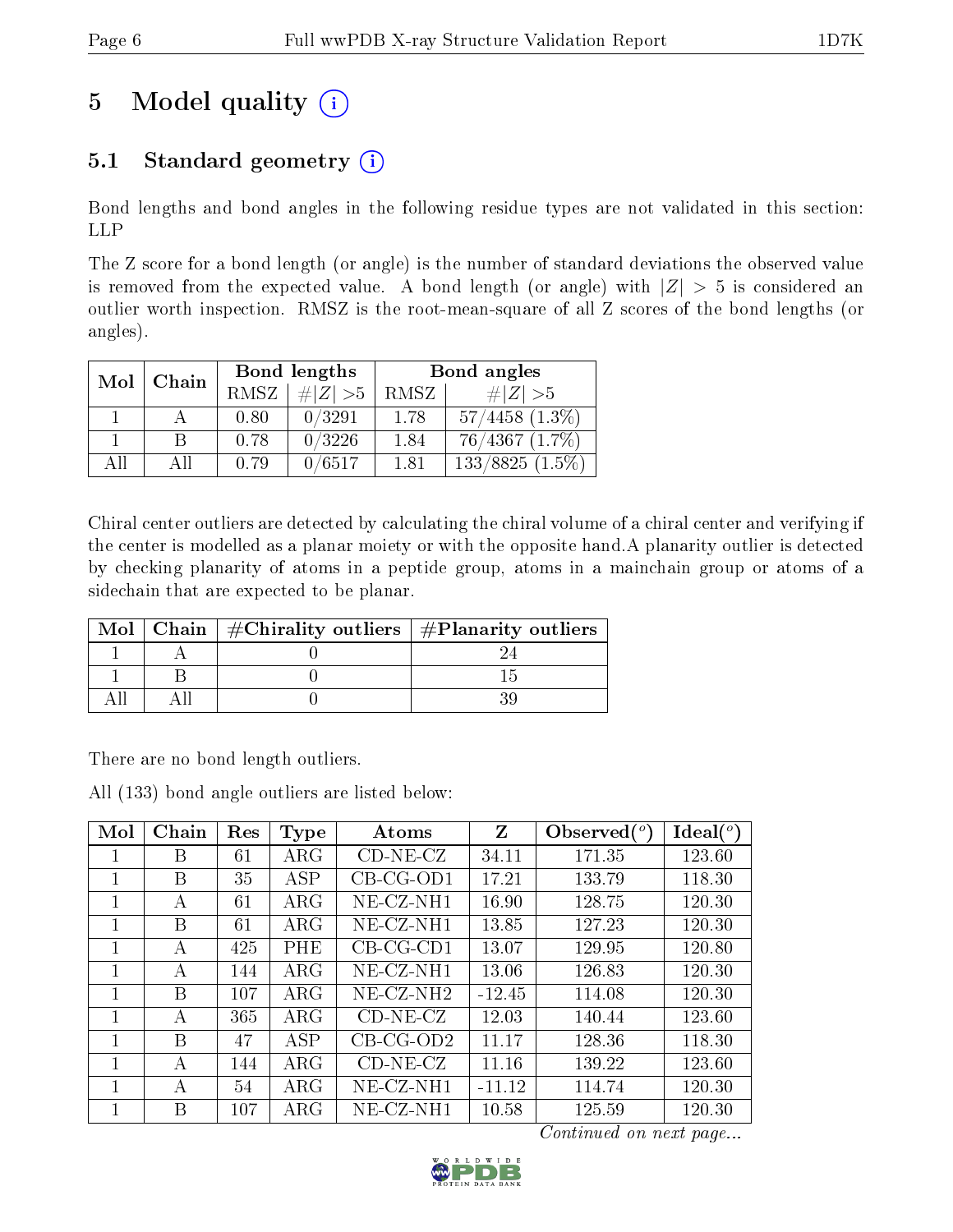# 5 Model quality

## 5.1 Standard geometry

Bond lengths and bond angles in the following residue types are not validated in this section: LLP

The Z score for a bond length (or angle) is the number of standard deviations the observed value is removed from the expected value. A bond length (or angle) with $|Z| > 5$ is considered an outlier worth inspection. RMSZ is the root-mean-square of all Z scores of the bond lengths (or angles).

| Mol | Chain | Bond lengths | | Bond angles | |
|---|---|---|---|---|---|
| | | RMSZ | #\|Z\| >5 | RMSZ | #\|Z\| >5 |
| 1 | A | 0.80 | 0/3291 | 1.78 | 57/4458 (1.3%) |
| 1 | B | 0.78 | 0/3226 | 1.84 | 76/4367 (1.7%) |
| All | All | 0.79 | 0/6517 | 1.81 | 133/8825 (1.5%) |

Chiral center outliers are detected by calculating the chiral volume of a chiral center and verifying if the center is modelled as a planar moiety or with the opposite hand.A planarity outlier is detected by checking planarity of atoms in a peptide group, atoms in a mainchain group or atoms of a sidechain that are expected to be planar.

| Mol | Chain | #Chirality outliers | #Planarity outliers |
|---|---|---|---|
| 1 | A | 0 | 24 |
| 1 | B | 0 | 15 |
| All | All | 0 | 39 |

There are no bond length outliers.

All (133) bond angle outliers are listed below:

| Mol | Chain | Res | Type | Atoms | Z | Observed(°) | Ideal(°) |
|---|---|---|---|---|---|---|---|
| 1 | B | 61 | ARG | CD-NE-CZ | 34.11 | 171.35 | 123.60 |
| 1 | B | 35 | ASP | CB-CG-OD1 | 17.21 | 133.79 | 118.30 |
| 1 | A | 61 | ARG | NE-CZ-NH1 | 16.90 | 128.75 | 120.30 |
| 1 | B | 61 | ARG | NE-CZ-NH1 | 13.85 | 127.23 | 120.30 |
| 1 | A | 425 | PHE | CB-CG-CD1 | 13.07 | 129.95 | 120.80 |
| 1 | A | 144 | ARG | NE-CZ-NH1 | 13.06 | 126.83 | 120.30 |
| 1 | B | 107 | ARG | NE-CZ-NH2 | -12.45 | 114.08 | 120.30 |
| 1 | A | 365 | ARG | CD-NE-CZ | 12.03 | 140.44 | 123.60 |
| 1 | B | 47 | ASP | CB-CG-OD2 | 11.17 | 128.36 | 118.30 |
| 1 | A | 144 | ARG | CD-NE-CZ | 11.16 | 139.22 | 123.60 |
| 1 | A | 54 | ARG | NE-CZ-NH1 | -11.12 | 114.74 | 120.30 |
| 1 | B | 107 | ARG | NE-CZ-NH1 | 10.58 | 125.59 | 120.30 |

*Continued on next page...*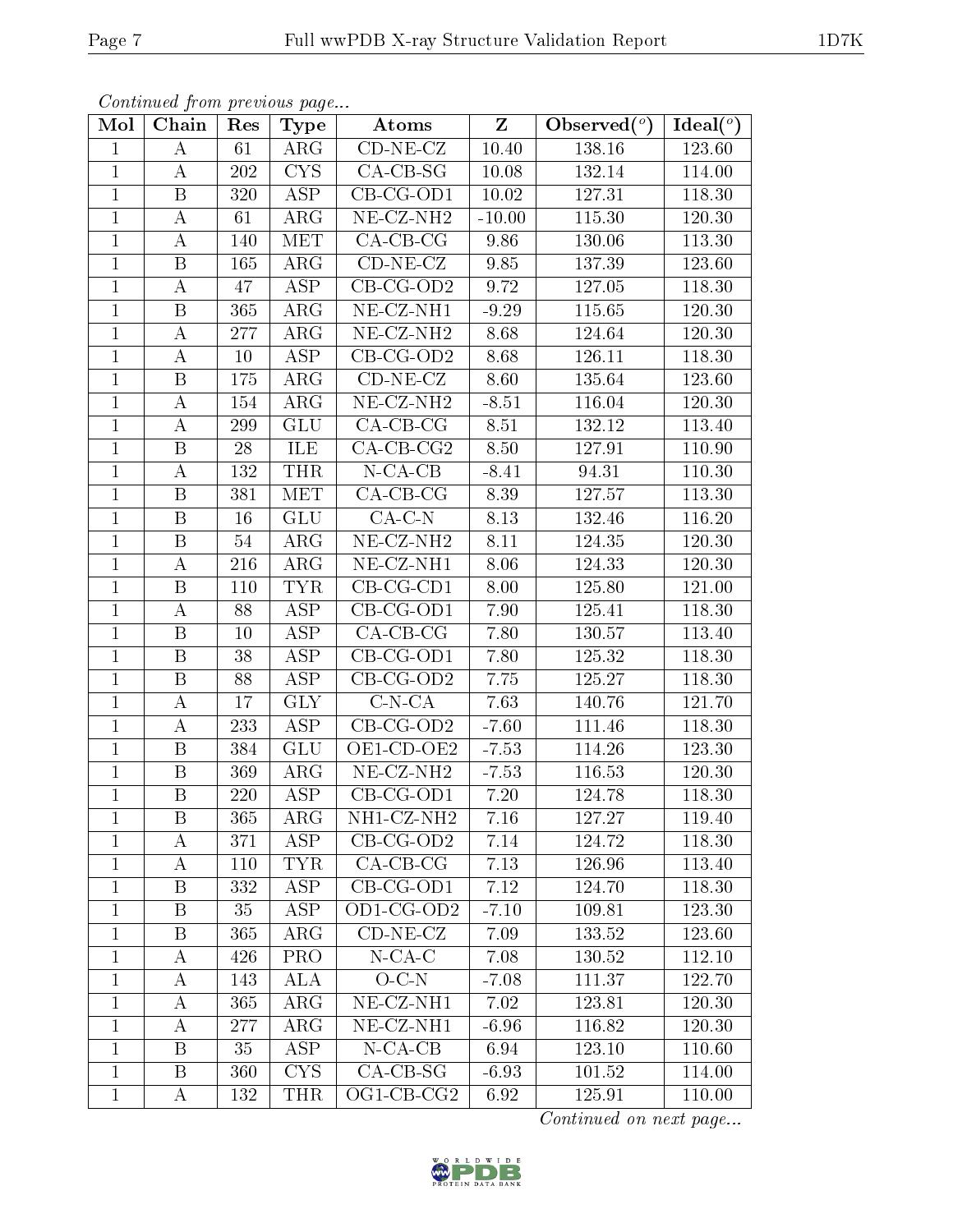*Continued from previous page...*

| Mol | Chain | Res | Type | Atoms | Z | Observed(°) | Ideal(°) |
|---|---|---|---|---|---|---|---|
| 1 | A | 61 | ARG | CD-NE-CZ | 10.40 | 138.16 | 123.60 |
| 1 | A | 202 | CYS | CA-CB-SG | 10.08 | 132.14 | 114.00 |
| 1 | B | 320 | ASP | CB-CG-OD1 | 10.02 | 127.31 | 118.30 |
| 1 | A | 61 | ARG | NE-CZ-NH2 | -10.00 | 115.30 | 120.30 |
| 1 | A | 140 | MET | CA-CB-CG | 9.86 | 130.06 | 113.30 |
| 1 | B | 165 | ARG | CD-NE-CZ | 9.85 | 137.39 | 123.60 |
| 1 | A | 47 | ASP | CB-CG-OD2 | 9.72 | 127.05 | 118.30 |
| 1 | B | 365 | ARG | NE-CZ-NH1 | -9.29 | 115.65 | 120.30 |
| 1 | A | 277 | ARG | NE-CZ-NH2 | 8.68 | 124.64 | 120.30 |
| 1 | A | 10 | ASP | CB-CG-OD2 | 8.68 | 126.11 | 118.30 |
| 1 | B | 175 | ARG | CD-NE-CZ | 8.60 | 135.64 | 123.60 |
| 1 | A | 154 | ARG | NE-CZ-NH2 | -8.51 | 116.04 | 120.30 |
| 1 | A | 299 | GLU | CA-CB-CG | 8.51 | 132.12 | 113.40 |
| 1 | B | 28 | ILE | CA-CB-CG2 | 8.50 | 127.91 | 110.90 |
| 1 | A | 132 | THR | N-CA-CB | -8.41 | 94.31 | 110.30 |
| 1 | B | 381 | MET | CA-CB-CG | 8.39 | 127.57 | 113.30 |
| 1 | B | 16 | GLU | CA-C-N | 8.13 | 132.46 | 116.20 |
| 1 | B | 54 | ARG | NE-CZ-NH2 | 8.11 | 124.35 | 120.30 |
| 1 | A | 216 | ARG | NE-CZ-NH1 | 8.06 | 124.33 | 120.30 |
| 1 | B | 110 | TYR | CB-CG-CD1 | 8.00 | 125.80 | 121.00 |
| 1 | A | 88 | ASP | CB-CG-OD1 | 7.90 | 125.41 | 118.30 |
| 1 | B | 10 | ASP | CA-CB-CG | 7.80 | 130.57 | 113.40 |
| 1 | B | 38 | ASP | CB-CG-OD1 | 7.80 | 125.32 | 118.30 |
| 1 | B | 88 | ASP | CB-CG-OD2 | 7.75 | 125.27 | 118.30 |
| 1 | A | 17 | GLY | C-N-CA | 7.63 | 140.76 | 121.70 |
| 1 | A | 233 | ASP | CB-CG-OD2 | -7.60 | 111.46 | 118.30 |
| 1 | B | 384 | GLU | OE1-CD-OE2 | -7.53 | 114.26 | 123.30 |
| 1 | B | 369 | ARG | NE-CZ-NH2 | -7.53 | 116.53 | 120.30 |
| 1 | B | 220 | ASP | CB-CG-OD1 | 7.20 | 124.78 | 118.30 |
| 1 | B | 365 | ARG | NH1-CZ-NH2 | 7.16 | 127.27 | 119.40 |
| 1 | A | 371 | ASP | CB-CG-OD2 | 7.14 | 124.72 | 118.30 |
| 1 | A | 110 | TYR | CA-CB-CG | 7.13 | 126.96 | 113.40 |
| 1 | B | 332 | ASP | CB-CG-OD1 | 7.12 | 124.70 | 118.30 |
| 1 | B | 35 | ASP | OD1-CG-OD2 | -7.10 | 109.81 | 123.30 |
| 1 | B | 365 | ARG | CD-NE-CZ | 7.09 | 133.52 | 123.60 |
| 1 | A | 426 | PRO | N-CA-C | 7.08 | 130.52 | 112.10 |
| 1 | A | 143 | ALA | O-C-N | -7.08 | 111.37 | 122.70 |
| 1 | A | 365 | ARG | NE-CZ-NH1 | 7.02 | 123.81 | 120.30 |
| 1 | A | 277 | ARG | NE-CZ-NH1 | -6.96 | 116.82 | 120.30 |
| 1 | B | 35 | ASP | N-CA-CB | 6.94 | 123.10 | 110.60 |
| 1 | B | 360 | CYS | CA-CB-SG | -6.93 | 101.52 | 114.00 |
| 1 | A | 132 | THR | OG1-CB-CG2 | 6.92 | 125.91 | 110.00 |

*Continued on next page...*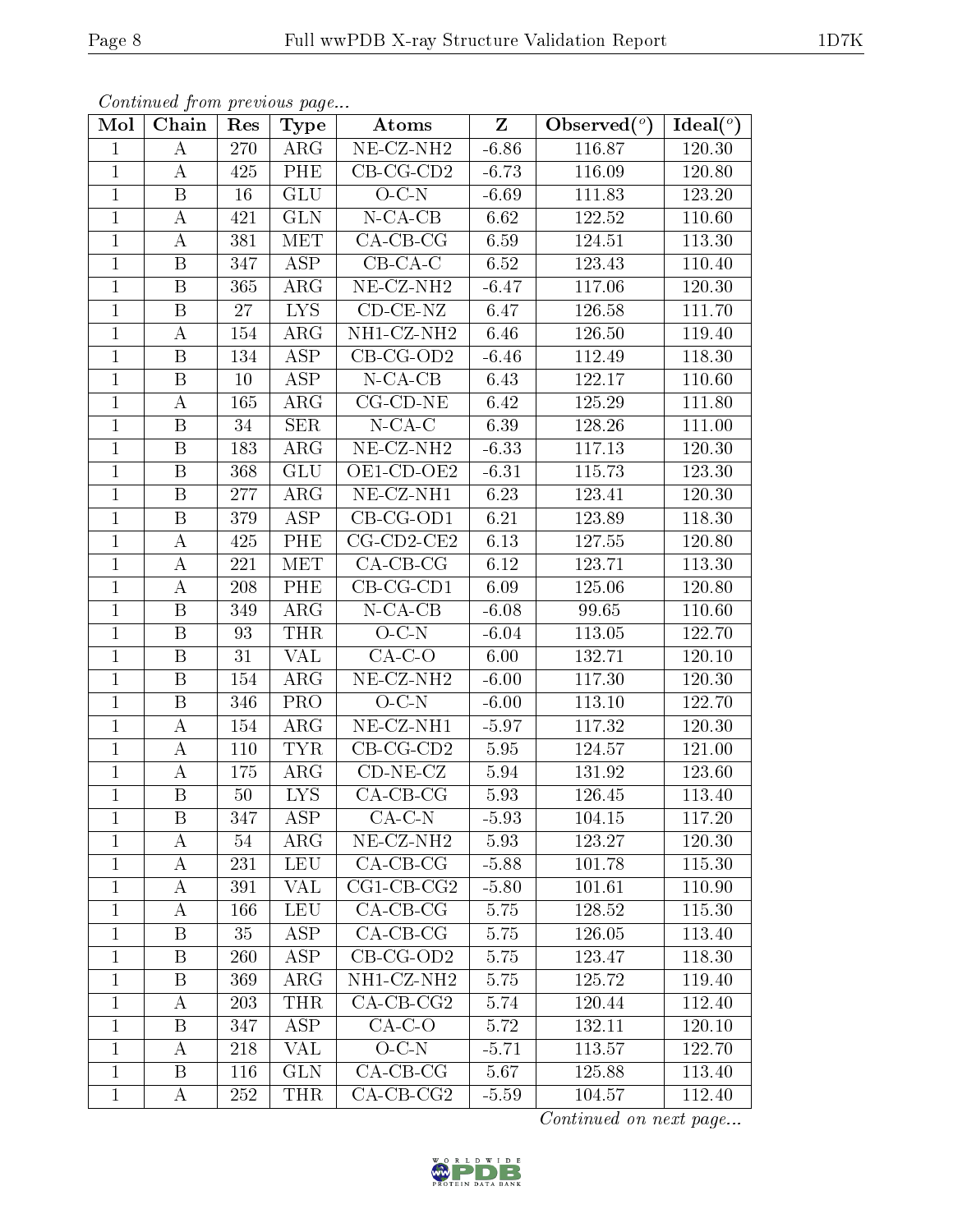*Continued from previous page...*

| Mol | Chain | Res | Type | Atoms | Z | Observed(°) | Ideal(°) |
|---|---|---|---|---|---|---|---|
| 1 | A | 270 | ARG | NE-CZ-NH2 | -6.86 | 116.87 | 120.30 |
| 1 | A | 425 | PHE | CB-CG-CD2 | -6.73 | 116.09 | 120.80 |
| 1 | B | 16 | GLU | O-C-N | -6.69 | 111.83 | 123.20 |
| 1 | A | 421 | GLN | N-CA-CB | 6.62 | 122.52 | 110.60 |
| 1 | A | 381 | MET | CA-CB-CG | 6.59 | 124.51 | 113.30 |
| 1 | B | 347 | ASP | CB-CA-C | 6.52 | 123.43 | 110.40 |
| 1 | B | 365 | ARG | NE-CZ-NH2 | -6.47 | 117.06 | 120.30 |
| 1 | B | 27 | LYS | CD-CE-NZ | 6.47 | 126.58 | 111.70 |
| 1 | A | 154 | ARG | NH1-CZ-NH2 | 6.46 | 126.50 | 119.40 |
| 1 | B | 134 | ASP | CB-CG-OD2 | -6.46 | 112.49 | 118.30 |
| 1 | B | 10 | ASP | N-CA-CB | 6.43 | 122.17 | 110.60 |
| 1 | A | 165 | ARG | CG-CD-NE | 6.42 | 125.29 | 111.80 |
| 1 | B | 34 | SER | N-CA-C | 6.39 | 128.26 | 111.00 |
| 1 | B | 183 | ARG | NE-CZ-NH2 | -6.33 | 117.13 | 120.30 |
| 1 | B | 368 | GLU | OE1-CD-OE2 | -6.31 | 115.73 | 123.30 |
| 1 | B | 277 | ARG | NE-CZ-NH1 | 6.23 | 123.41 | 120.30 |
| 1 | B | 379 | ASP | CB-CG-OD1 | 6.21 | 123.89 | 118.30 |
| 1 | A | 425 | PHE | CG-CD2-CE2 | 6.13 | 127.55 | 120.80 |
| 1 | A | 221 | MET | CA-CB-CG | 6.12 | 123.71 | 113.30 |
| 1 | A | 208 | PHE | CB-CG-CD1 | 6.09 | 125.06 | 120.80 |
| 1 | B | 349 | ARG | N-CA-CB | -6.08 | 99.65 | 110.60 |
| 1 | B | 93 | THR | O-C-N | -6.04 | 113.05 | 122.70 |
| 1 | B | 31 | VAL | CA-C-O | 6.00 | 132.71 | 120.10 |
| 1 | B | 154 | ARG | NE-CZ-NH2 | -6.00 | 117.30 | 120.30 |
| 1 | B | 346 | PRO | O-C-N | -6.00 | 113.10 | 122.70 |
| 1 | A | 154 | ARG | NE-CZ-NH1 | -5.97 | 117.32 | 120.30 |
| 1 | A | 110 | TYR | CB-CG-CD2 | 5.95 | 124.57 | 121.00 |
| 1 | A | 175 | ARG | CD-NE-CZ | 5.94 | 131.92 | 123.60 |
| 1 | B | 50 | LYS | CA-CB-CG | 5.93 | 126.45 | 113.40 |
| 1 | B | 347 | ASP | CA-C-N | -5.93 | 104.15 | 117.20 |
| 1 | A | 54 | ARG | NE-CZ-NH2 | 5.93 | 123.27 | 120.30 |
| 1 | A | 231 | LEU | CA-CB-CG | -5.88 | 101.78 | 115.30 |
| 1 | A | 391 | VAL | CG1-CB-CG2 | -5.80 | 101.61 | 110.90 |
| 1 | A | 166 | LEU | CA-CB-CG | 5.75 | 128.52 | 115.30 |
| 1 | B | 35 | ASP | CA-CB-CG | 5.75 | 126.05 | 113.40 |
| 1 | B | 260 | ASP | CB-CG-OD2 | 5.75 | 123.47 | 118.30 |
| 1 | B | 369 | ARG | NH1-CZ-NH2 | 5.75 | 125.72 | 119.40 |
| 1 | A | 203 | THR | CA-CB-CG2 | 5.74 | 120.44 | 112.40 |
| 1 | B | 347 | ASP | CA-C-O | 5.72 | 132.11 | 120.10 |
| 1 | A | 218 | VAL | O-C-N | -5.71 | 113.57 | 122.70 |
| 1 | B | 116 | GLN | CA-CB-CG | 5.67 | 125.88 | 113.40 |
| 1 | A | 252 | THR | CA-CB-CG2 | -5.59 | 104.57 | 112.40 |

*Continued on next page...*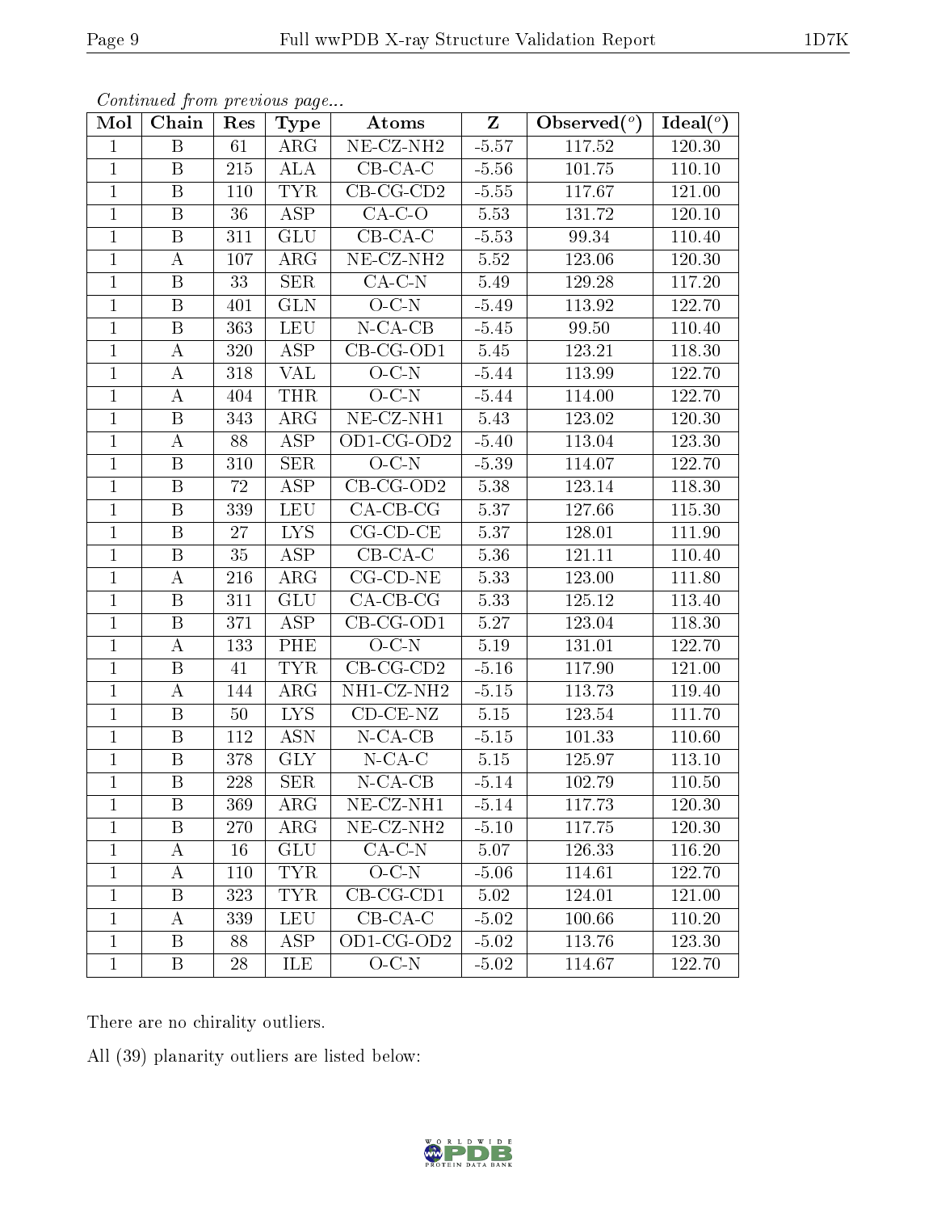*Continued from previous page...*

| Mol | Chain | Res | Type | Atoms | Z | Observed(°) | Ideal(°) |
|---|---|---|---|---|---|---|---|
| 1 | B | 61 | ARG | NE-CZ-NH2 | -5.57 | 117.52 | 120.30 |
| 1 | B | 215 | ALA | CB-CA-C | -5.56 | 101.75 | 110.10 |
| 1 | B | 110 | TYR | CB-CG-CD2 | -5.55 | 117.67 | 121.00 |
| 1 | B | 36 | ASP | CA-C-O | 5.53 | 131.72 | 120.10 |
| 1 | B | 311 | GLU | CB-CA-C | -5.53 | 99.34 | 110.40 |
| 1 | A | 107 | ARG | NE-CZ-NH2 | 5.52 | 123.06 | 120.30 |
| 1 | B | 33 | SER | CA-C-N | 5.49 | 129.28 | 117.20 |
| 1 | B | 401 | GLN | O-C-N | -5.49 | 113.92 | 122.70 |
| 1 | B | 363 | LEU | N-CA-CB | -5.45 | 99.50 | 110.40 |
| 1 | A | 320 | ASP | CB-CG-OD1 | 5.45 | 123.21 | 118.30 |
| 1 | A | 318 | VAL | O-C-N | -5.44 | 113.99 | 122.70 |
| 1 | A | 404 | THR | O-C-N | -5.44 | 114.00 | 122.70 |
| 1 | B | 343 | ARG | NE-CZ-NH1 | 5.43 | 123.02 | 120.30 |
| 1 | A | 88 | ASP | OD1-CG-OD2 | -5.40 | 113.04 | 123.30 |
| 1 | B | 310 | SER | O-C-N | -5.39 | 114.07 | 122.70 |
| 1 | B | 72 | ASP | CB-CG-OD2 | 5.38 | 123.14 | 118.30 |
| 1 | B | 339 | LEU | CA-CB-CG | 5.37 | 127.66 | 115.30 |
| 1 | B | 27 | LYS | CG-CD-CE | 5.37 | 128.01 | 111.90 |
| 1 | B | 35 | ASP | CB-CA-C | 5.36 | 121.11 | 110.40 |
| 1 | A | 216 | ARG | CG-CD-NE | 5.33 | 123.00 | 111.80 |
| 1 | B | 311 | GLU | CA-CB-CG | 5.33 | 125.12 | 113.40 |
| 1 | B | 371 | ASP | CB-CG-OD1 | 5.27 | 123.04 | 118.30 |
| 1 | A | 133 | PHE | O-C-N | 5.19 | 131.01 | 122.70 |
| 1 | B | 41 | TYR | CB-CG-CD2 | -5.16 | 117.90 | 121.00 |
| 1 | A | 144 | ARG | NH1-CZ-NH2 | -5.15 | 113.73 | 119.40 |
| 1 | B | 50 | LYS | CD-CE-NZ | 5.15 | 123.54 | 111.70 |
| 1 | B | 112 | ASN | N-CA-CB | -5.15 | 101.33 | 110.60 |
| 1 | B | 378 | GLY | N-CA-C | 5.15 | 125.97 | 113.10 |
| 1 | B | 228 | SER | N-CA-CB | -5.14 | 102.79 | 110.50 |
| 1 | B | 369 | ARG | NE-CZ-NH1 | -5.14 | 117.73 | 120.30 |
| 1 | B | 270 | ARG | NE-CZ-NH2 | -5.10 | 117.75 | 120.30 |
| 1 | A | 16 | GLU | CA-C-N | 5.07 | 126.33 | 116.20 |
| 1 | A | 110 | TYR | O-C-N | -5.06 | 114.61 | 122.70 |
| 1 | B | 323 | TYR | CB-CG-CD1 | 5.02 | 124.01 | 121.00 |
| 1 | A | 339 | LEU | CB-CA-C | -5.02 | 100.66 | 110.20 |
| 1 | B | 88 | ASP | OD1-CG-OD2 | -5.02 | 113.76 | 123.30 |
| 1 | B | 28 | ILE | O-C-N | -5.02 | 114.67 | 122.70 |

There are no chirality outliers.

All (39) planarity outliers are listed below: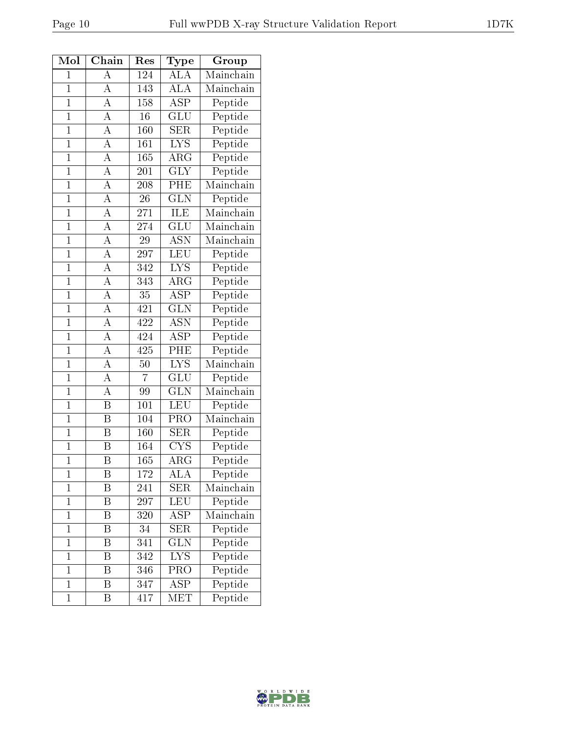| Mol | Chain | Res | Type | Group |
|---|---|---|---|---|
| 1 | A | 124 | ALA | Mainchain |
| 1 | A | 143 | ALA | Mainchain |
| 1 | A | 158 | ASP | Peptide |
| 1 | A | 16 | GLU | Peptide |
| 1 | A | 160 | SER | Peptide |
| 1 | A | 161 | LYS | Peptide |
| 1 | A | 165 | ARG | Peptide |
| 1 | A | 201 | GLY | Peptide |
| 1 | A | 208 | PHE | Mainchain |
| 1 | A | 26 | GLN | Peptide |
| 1 | A | 271 | ILE | Mainchain |
| 1 | A | 274 | GLU | Mainchain |
| 1 | A | 29 | ASN | Mainchain |
| 1 | A | 297 | LEU | Peptide |
| 1 | A | 342 | LYS | Peptide |
| 1 | A | 343 | ARG | Peptide |
| 1 | A | 35 | ASP | Peptide |
| 1 | A | 421 | GLN | Peptide |
| 1 | A | 422 | ASN | Peptide |
| 1 | A | 424 | ASP | Peptide |
| 1 | A | 425 | PHE | Peptide |
| 1 | A | 50 | LYS | Mainchain |
| 1 | A | 7 | GLU | Peptide |
| 1 | A | 99 | GLN | Mainchain |
| 1 | B | 101 | LEU | Peptide |
| 1 | B | 104 | PRO | Mainchain |
| 1 | B | 160 | SER | Peptide |
| 1 | B | 164 | CYS | Peptide |
| 1 | B | 165 | ARG | Peptide |
| 1 | B | 172 | ALA | Peptide |
| 1 | B | 241 | SER | Mainchain |
| 1 | B | 297 | LEU | Peptide |
| 1 | B | 320 | ASP | Mainchain |
| 1 | B | 34 | SER | Peptide |
| 1 | B | 341 | GLN | Peptide |
| 1 | B | 342 | LYS | Peptide |
| 1 | B | 346 | PRO | Peptide |
| 1 | B | 347 | ASP | Peptide |
| 1 | B | 417 | MET | Peptide |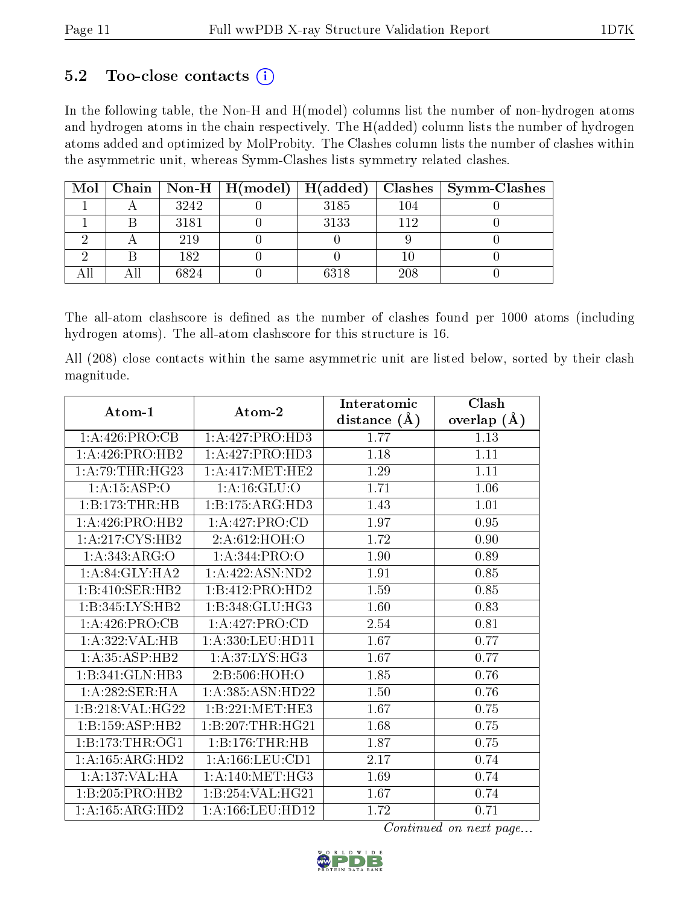## 5.2 Too-close contacts (i)

In the following table, the Non-H and H(model) columns list the number of non-hydrogen atoms and hydrogen atoms in the chain respectively. The H(added) column lists the number of hydrogen atoms added and optimized by MolProbity. The Clashes column lists the number of clashes within the asymmetric unit, whereas Symm-Clashes lists symmetry related clashes.

| Mol | Chain | Non-H | H(model) | H(added) | Clashes | Symm-Clashes |
|---|---|---|---|---|---|---|
| 1 | A | 3242 | 0 | 3185 | 104 | 0 |
| 1 | B | 3181 | 0 | 3133 | 112 | 0 |
| 2 | A | 219 | 0 | 0 | 9 | 0 |
| 2 | B | 182 | 0 | 0 | 10 | 0 |
| All | All | 6824 | 0 | 6318 | 208 | 0 |

The all-atom clashscore is defined as the number of clashes found per 1000 atoms (including hydrogen atoms). The all-atom clashscore for this structure is 16.

All (208) close contacts within the same asymmetric unit are listed below, sorted by their clash magnitude.

| Atom-1 | Atom-2 | Interatomic distance (Å) | Clash overlap (Å) |
|---|---|---|---|
| 1:A:426:PRO:CB | 1:A:427:PRO:HD3 | 1.77 | 1.13 |
| 1:A:426:PRO:HB2 | 1:A:427:PRO:HD3 | 1.18 | 1.11 |
| 1:A:79:THR:HG23 | 1:A:417:MET:HE2 | 1.29 | 1.11 |
| 1:A:15:ASP:O | 1:A:16:GLU:O | 1.71 | 1.06 |
| 1:B:173:THR:HB | 1:B:175:ARG:HD3 | 1.43 | 1.01 |
| 1:A:426:PRO:HB2 | 1:A:427:PRO:CD | 1.97 | 0.95 |
| 1:A:217:CYS:HB2 | 2:A:612:HOH:O | 1.72 | 0.90 |
| 1:A:343:ARG:O | 1:A:344:PRO:O | 1.90 | 0.89 |
| 1:A:84:GLY:HA2 | 1:A:422:ASN:ND2 | 1.91 | 0.85 |
| 1:B:410:SER:HB2 | 1:B:412:PRO:HD2 | 1.59 | 0.85 |
| 1:B:345:LYS:HB2 | 1:B:348:GLU:HG3 | 1.60 | 0.83 |
| 1:A:426:PRO:CB | 1:A:427:PRO:CD | 2.54 | 0.81 |
| 1:A:322:VAL:HB | 1:A:330:LEU:HD11 | 1.67 | 0.77 |
| 1:A:35:ASP:HB2 | 1:A:37:LYS:HG3 | 1.67 | 0.77 |
| 1:B:341:GLN:HB3 | 2:B:506:HOH:O | 1.85 | 0.76 |
| 1:A:282:SER:HA | 1:A:385:ASN:HD22 | 1.50 | 0.76 |
| 1:B:218:VAL:HG22 | 1:B:221:MET:HE3 | 1.67 | 0.75 |
| 1:B:159:ASP:HB2 | 1:B:207:THR:HG21 | 1.68 | 0.75 |
| 1:B:173:THR:OG1 | 1:B:176:THR:HB | 1.87 | 0.75 |
| 1:A:165:ARG:HD2 | 1:A:166:LEU:CD1 | 2.17 | 0.74 |
| 1:A:137:VAL:HA | 1:A:140:MET:HG3 | 1.69 | 0.74 |
| 1:B:205:PRO:HB2 | 1:B:254:VAL:HG21 | 1.67 | 0.74 |
| 1:A:165:ARG:HD2 | 1:A:166:LEU:HD12 | 1.72 | 0.71 |

*Continued on next page...*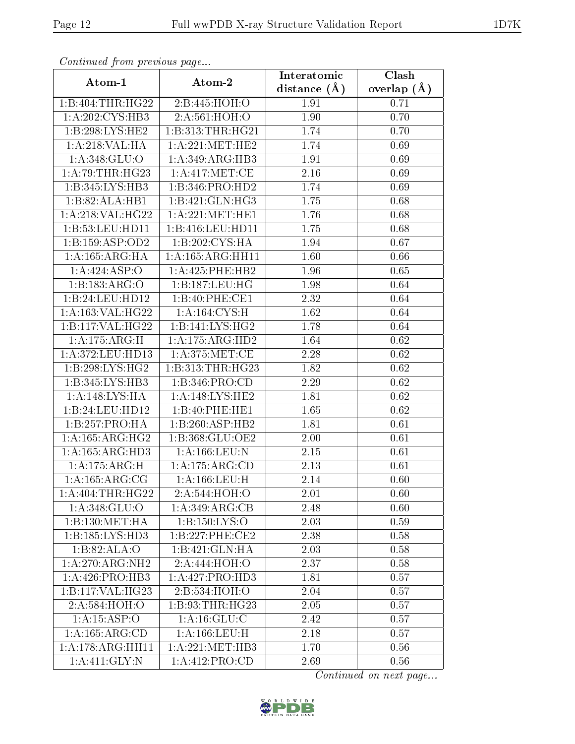*Continued from previous page...*

| Atom-1 | Atom-2 | Interatomic distance (Å) | Clash overlap (Å) |
|---|---|---|---|
| 1:B:404:THR:HG22 | 2:B:445:HOH:O | 1.91 | 0.71 |
| 1:A:202:CYS:HB3 | 2:A:561:HOH:O | 1.90 | 0.70 |
| 1:B:298:LYS:HE2 | 1:B:313:THR:HG21 | 1.74 | 0.70 |
| 1:A:218:VAL:HA | 1:A:221:MET:HE2 | 1.74 | 0.69 |
| 1:A:348:GLU:O | 1:A:349:ARG:HB3 | 1.91 | 0.69 |
| 1:A:79:THR:HG23 | 1:A:417:MET:CE | 2.16 | 0.69 |
| 1:B:345:LYS:HB3 | 1:B:346:PRO:HD2 | 1.74 | 0.69 |
| 1:B:82:ALA:HB1 | 1:B:421:GLN:HG3 | 1.75 | 0.68 |
| 1:A:218:VAL:HG22 | 1:A:221:MET:HE1 | 1.76 | 0.68 |
| 1:B:53:LEU:HD11 | 1:B:416:LEU:HD11 | 1.75 | 0.68 |
| 1:B:159:ASP:OD2 | 1:B:202:CYS:HA | 1.94 | 0.67 |
| 1:A:165:ARG:HA | 1:A:165:ARG:HH11 | 1.60 | 0.66 |
| 1:A:424:ASP:O | 1:A:425:PHE:HB2 | 1.96 | 0.65 |
| 1:B:183:ARG:O | 1:B:187:LEU:HG | 1.98 | 0.64 |
| 1:B:24:LEU:HD12 | 1:B:40:PHE:CE1 | 2.32 | 0.64 |
| 1:A:163:VAL:HG22 | 1:A:164:CYS:H | 1.62 | 0.64 |
| 1:B:117:VAL:HG22 | 1:B:141:LYS:HG2 | 1.78 | 0.64 |
| 1:A:175:ARG:H | 1:A:175:ARG:HD2 | 1.64 | 0.62 |
| 1:A:372:LEU:HD13 | 1:A:375:MET:CE | 2.28 | 0.62 |
| 1:B:298:LYS:HG2 | 1:B:313:THR:HG23 | 1.82 | 0.62 |
| 1:B:345:LYS:HB3 | 1:B:346:PRO:CD | 2.29 | 0.62 |
| 1:A:148:LYS:HA | 1:A:148:LYS:HE2 | 1.81 | 0.62 |
| 1:B:24:LEU:HD12 | 1:B:40:PHE:HE1 | 1.65 | 0.62 |
| 1:B:257:PRO:HA | 1:B:260:ASP:HB2 | 1.81 | 0.61 |
| 1:A:165:ARG:HG2 | 1:B:368:GLU:OE2 | 2.00 | 0.61 |
| 1:A:165:ARG:HD3 | 1:A:166:LEU:N | 2.15 | 0.61 |
| 1:A:175:ARG:H | 1:A:175:ARG:CD | 2.13 | 0.61 |
| 1:A:165:ARG:CG | 1:A:166:LEU:H | 2.14 | 0.60 |
| 1:A:404:THR:HG22 | 2:A:544:HOH:O | 2.01 | 0.60 |
| 1:A:348:GLU:O | 1:A:349:ARG:CB | 2.48 | 0.60 |
| 1:B:130:MET:HA | 1:B:150:LYS:O | 2.03 | 0.59 |
| 1:B:185:LYS:HD3 | 1:B:227:PHE:CE2 | 2.38 | 0.58 |
| 1:B:82:ALA:O | 1:B:421:GLN:HA | 2.03 | 0.58 |
| 1:A:270:ARG:NH2 | 2:A:444:HOH:O | 2.37 | 0.58 |
| 1:A:426:PRO:HB3 | 1:A:427:PRO:HD3 | 1.81 | 0.57 |
| 1:B:117:VAL:HG23 | 2:B:534:HOH:O | 2.04 | 0.57 |
| 2:A:584:HOH:O | 1:B:93:THR:HG23 | 2.05 | 0.57 |
| 1:A:15:ASP:O | 1:A:16:GLU:C | 2.42 | 0.57 |
| 1:A:165:ARG:CD | 1:A:166:LEU:H | 2.18 | 0.57 |
| 1:A:178:ARG:HH11 | 1:A:221:MET:HB3 | 1.70 | 0.56 |
| 1:A:411:GLY:N | 1:A:412:PRO:CD | 2.69 | 0.56 |

*Continued on next page...*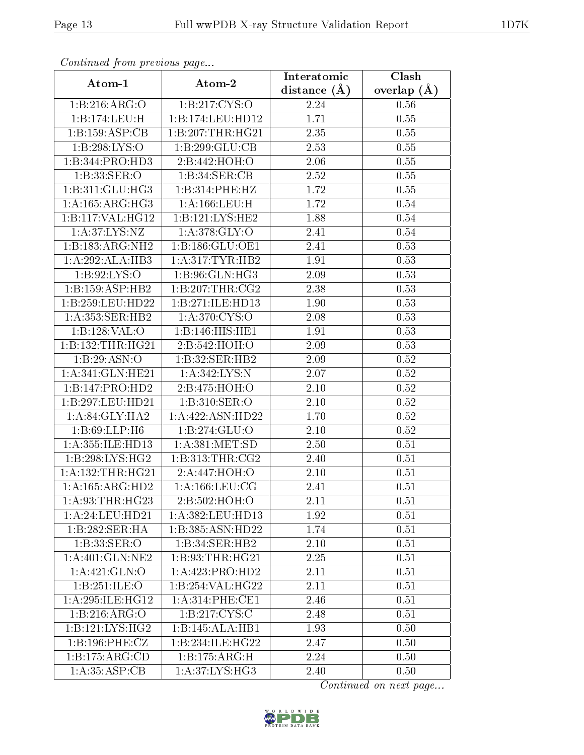*Continued from previous page...*

| Atom-1 | Atom-2 | Interatomic distance (Å) | Clash overlap (Å) |
|---|---|---|---|
| 1:B:216:ARG:O | 1:B:217:CYS:O | 2.24 | 0.56 |
| 1:B:174:LEU:H | 1:B:174:LEU:HD12 | 1.71 | 0.55 |
| 1:B:159:ASP:CB | 1:B:207:THR:HG21 | 2.35 | 0.55 |
| 1:B:298:LYS:O | 1:B:299:GLU:CB | 2.53 | 0.55 |
| 1:B:344:PRO:HD3 | 2:B:442:HOH:O | 2.06 | 0.55 |
| 1:B:33:SER:O | 1:B:34:SER:CB | 2.52 | 0.55 |
| 1:B:311:GLU:HG3 | 1:B:314:PHE:HZ | 1.72 | 0.55 |
| 1:A:165:ARG:HG3 | 1:A:166:LEU:H | 1.72 | 0.54 |
| 1:B:117:VAL:HG12 | 1:B:121:LYS:HE2 | 1.88 | 0.54 |
| 1:A:37:LYS:NZ | 1:A:378:GLY:O | 2.41 | 0.54 |
| 1:B:183:ARG:NH2 | 1:B:186:GLU:OE1 | 2.41 | 0.53 |
| 1:A:292:ALA:HB3 | 1:A:317:TYR:HB2 | 1.91 | 0.53 |
| 1:B:92:LYS:O | 1:B:96:GLN:HG3 | 2.09 | 0.53 |
| 1:B:159:ASP:HB2 | 1:B:207:THR:CG2 | 2.38 | 0.53 |
| 1:B:259:LEU:HD22 | 1:B:271:ILE:HD13 | 1.90 | 0.53 |
| 1:A:353:SER:HB2 | 1:A:370:CYS:O | 2.08 | 0.53 |
| 1:B:128:VAL:O | 1:B:146:HIS:HE1 | 1.91 | 0.53 |
| 1:B:132:THR:HG21 | 2:B:542:HOH:O | 2.09 | 0.53 |
| 1:B:29:ASN:O | 1:B:32:SER:HB2 | 2.09 | 0.52 |
| 1:A:341:GLN:HE21 | 1:A:342:LYS:N | 2.07 | 0.52 |
| 1:B:147:PRO:HD2 | 2:B:475:HOH:O | 2.10 | 0.52 |
| 1:B:297:LEU:HD21 | 1:B:310:SER:O | 2.10 | 0.52 |
| 1:A:84:GLY:HA2 | 1:A:422:ASN:HD22 | 1.70 | 0.52 |
| 1:B:69:LLP:H6 | 1:B:274:GLU:O | 2.10 | 0.52 |
| 1:A:355:ILE:HD13 | 1:A:381:MET:SD | 2.50 | 0.51 |
| 1:B:298:LYS:HG2 | 1:B:313:THR:CG2 | 2.40 | 0.51 |
| 1:A:132:THR:HG21 | 2:A:447:HOH:O | 2.10 | 0.51 |
| 1:A:165:ARG:HD2 | 1:A:166:LEU:CG | 2.41 | 0.51 |
| 1:A:93:THR:HG23 | 2:B:502:HOH:O | 2.11 | 0.51 |
| 1:A:24:LEU:HD21 | 1:A:382:LEU:HD13 | 1.92 | 0.51 |
| 1:B:282:SER:HA | 1:B:385:ASN:HD22 | 1.74 | 0.51 |
| 1:B:33:SER:O | 1:B:34:SER:HB2 | 2.10 | 0.51 |
| 1:A:401:GLN:NE2 | 1:B:93:THR:HG21 | 2.25 | 0.51 |
| 1:A:421:GLN:O | 1:A:423:PRO:HD2 | 2.11 | 0.51 |
| 1:B:251:ILE:O | 1:B:254:VAL:HG22 | 2.11 | 0.51 |
| 1:A:295:ILE:HG12 | 1:A:314:PHE:CE1 | 2.46 | 0.51 |
| 1:B:216:ARG:O | 1:B:217:CYS:C | 2.48 | 0.51 |
| 1:B:121:LYS:HG2 | 1:B:145:ALA:HB1 | 1.93 | 0.50 |
| 1:B:196:PHE:CZ | 1:B:234:ILE:HG22 | 2.47 | 0.50 |
| 1:B:175:ARG:CD | 1:B:175:ARG:H | 2.24 | 0.50 |
| 1:A:35:ASP:CB | 1:A:37:LYS:HG3 | 2.40 | 0.50 |

*Continued on next page...*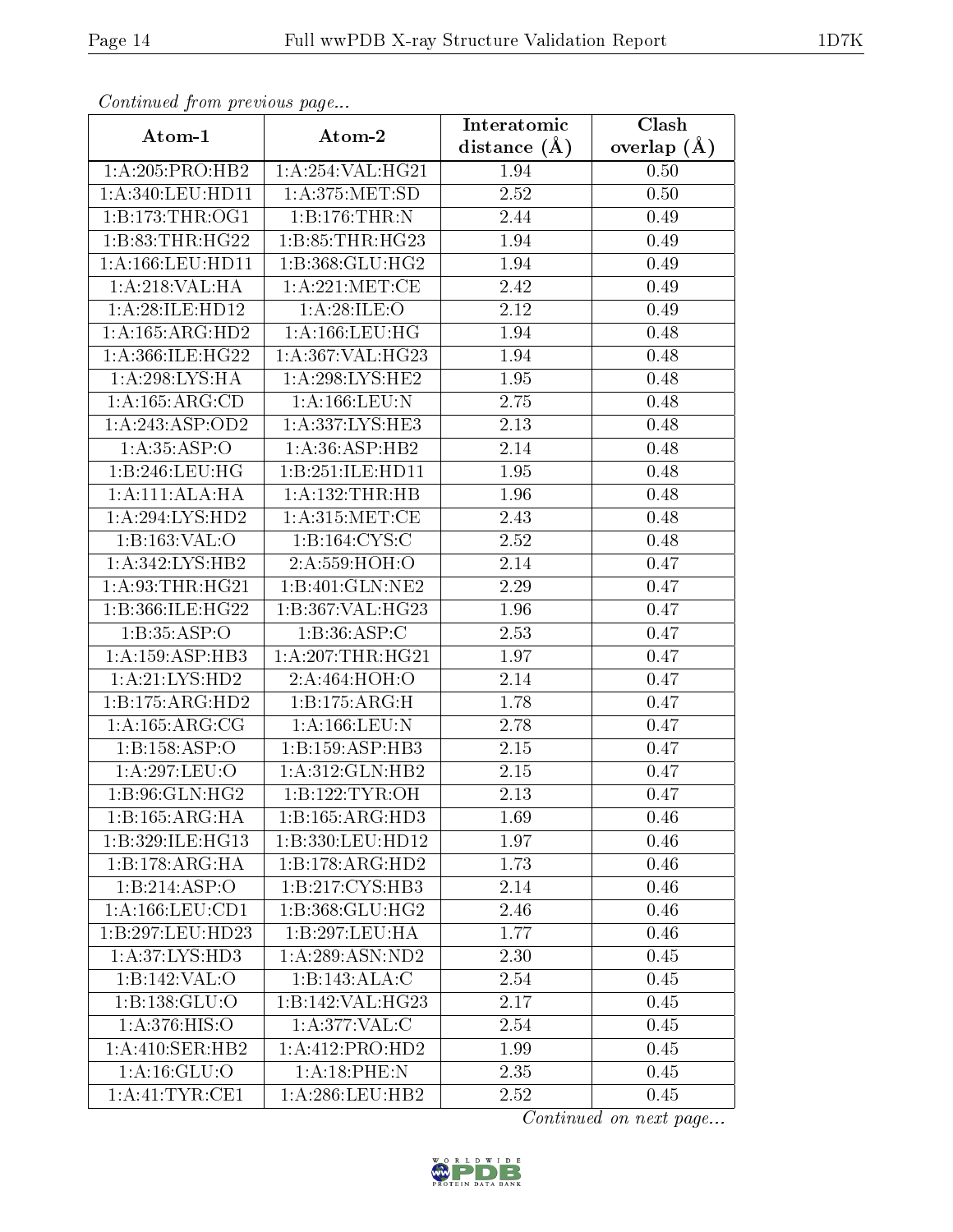*Continued from previous page...*

| Atom-1 | Atom-2 | Interatomic distance (Å) | Clash overlap (Å) |
|---|---|---|---|
| 1:A:205:PRO:HB2 | 1:A:254:VAL:HG21 | 1.94 | 0.50 |
| 1:A:340:LEU:HD11 | 1:A:375:MET:SD | 2.52 | 0.50 |
| 1:B:173:THR:OG1 | 1:B:176:THR:N | 2.44 | 0.49 |
| 1:B:83:THR:HG22 | 1:B:85:THR:HG23 | 1.94 | 0.49 |
| 1:A:166:LEU:HD11 | 1:B:368:GLU:HG2 | 1.94 | 0.49 |
| 1:A:218:VAL:HA | 1:A:221:MET:CE | 2.42 | 0.49 |
| 1:A:28:ILE:HD12 | 1:A:28:ILE:O | 2.12 | 0.49 |
| 1:A:165:ARG:HD2 | 1:A:166:LEU:HG | 1.94 | 0.48 |
| 1:A:366:ILE:HG22 | 1:A:367:VAL:HG23 | 1.94 | 0.48 |
| 1:A:298:LYS:HA | 1:A:298:LYS:HE2 | 1.95 | 0.48 |
| 1:A:165:ARG:CD | 1:A:166:LEU:N | 2.75 | 0.48 |
| 1:A:243:ASP:OD2 | 1:A:337:LYS:HE3 | 2.13 | 0.48 |
| 1:A:35:ASP:O | 1:A:36:ASP:HB2 | 2.14 | 0.48 |
| 1:B:246:LEU:HG | 1:B:251:ILE:HD11 | 1.95 | 0.48 |
| 1:A:111:ALA:HA | 1:A:132:THR:HB | 1.96 | 0.48 |
| 1:A:294:LYS:HD2 | 1:A:315:MET:CE | 2.43 | 0.48 |
| 1:B:163:VAL:O | 1:B:164:CYS:C | 2.52 | 0.48 |
| 1:A:342:LYS:HB2 | 2:A:559:HOH:O | 2.14 | 0.47 |
| 1:A:93:THR:HG21 | 1:B:401:GLN:NE2 | 2.29 | 0.47 |
| 1:B:366:ILE:HG22 | 1:B:367:VAL:HG23 | 1.96 | 0.47 |
| 1:B:35:ASP:O | 1:B:36:ASP:C | 2.53 | 0.47 |
| 1:A:159:ASP:HB3 | 1:A:207:THR:HG21 | 1.97 | 0.47 |
| 1:A:21:LYS:HD2 | 2:A:464:HOH:O | 2.14 | 0.47 |
| 1:B:175:ARG:HD2 | 1:B:175:ARG:H | 1.78 | 0.47 |
| 1:A:165:ARG:CG | 1:A:166:LEU:N | 2.78 | 0.47 |
| 1:B:158:ASP:O | 1:B:159:ASP:HB3 | 2.15 | 0.47 |
| 1:A:297:LEU:O | 1:A:312:GLN:HB2 | 2.15 | 0.47 |
| 1:B:96:GLN:HG2 | 1:B:122:TYR:OH | 2.13 | 0.47 |
| 1:B:165:ARG:HA | 1:B:165:ARG:HD3 | 1.69 | 0.46 |
| 1:B:329:ILE:HG13 | 1:B:330:LEU:HD12 | 1.97 | 0.46 |
| 1:B:178:ARG:HA | 1:B:178:ARG:HD2 | 1.73 | 0.46 |
| 1:B:214:ASP:O | 1:B:217:CYS:HB3 | 2.14 | 0.46 |
| 1:A:166:LEU:CD1 | 1:B:368:GLU:HG2 | 2.46 | 0.46 |
| 1:B:297:LEU:HD23 | 1:B:297:LEU:HA | 1.77 | 0.46 |
| 1:A:37:LYS:HD3 | 1:A:289:ASN:ND2 | 2.30 | 0.45 |
| 1:B:142:VAL:O | 1:B:143:ALA:C | 2.54 | 0.45 |
| 1:B:138:GLU:O | 1:B:142:VAL:HG23 | 2.17 | 0.45 |
| 1:A:376:HIS:O | 1:A:377:VAL:C | 2.54 | 0.45 |
| 1:A:410:SER:HB2 | 1:A:412:PRO:HD2 | 1.99 | 0.45 |
| 1:A:16:GLU:O | 1:A:18:PHE:N | 2.35 | 0.45 |
| 1:A:41:TYR:CE1 | 1:A:286:LEU:HB2 | 2.52 | 0.45 |

*Continued on next page...*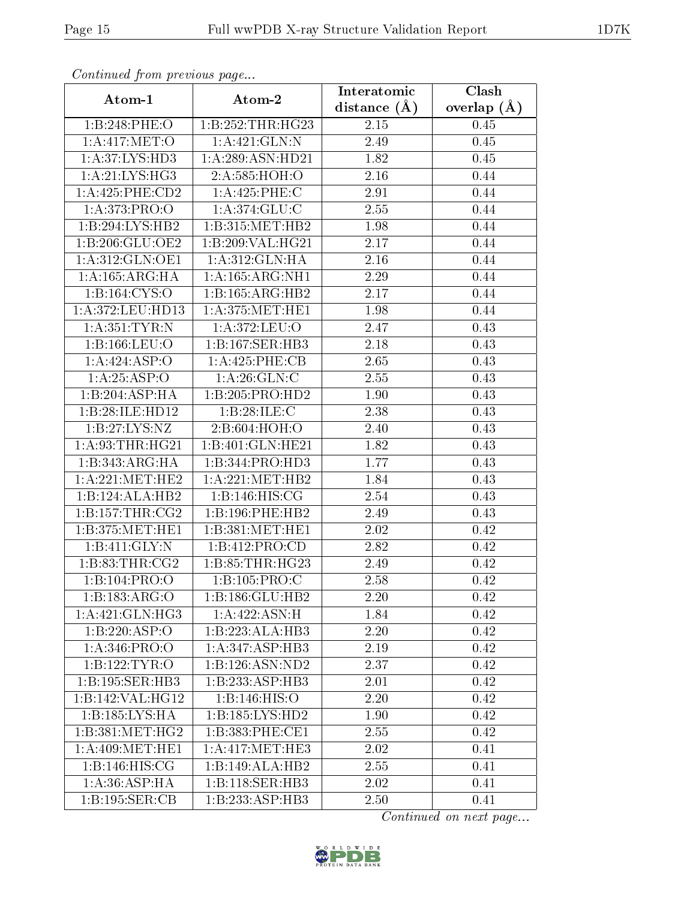*Continued from previous page...*

| Atom-1 | Atom-2 | Interatomic distance (Å) | Clash overlap (Å) |
|---|---|---|---|
| 1:B:248:PHE:O | 1:B:252:THR:HG23 | 2.15 | 0.45 |
| 1:A:417:MET:O | 1:A:421:GLN:N | 2.49 | 0.45 |
| 1:A:37:LYS:HD3 | 1:A:289:ASN:HD21 | 1.82 | 0.45 |
| 1:A:21:LYS:HG3 | 2:A:585:HOH:O | 2.16 | 0.44 |
| 1:A:425:PHE:CD2 | 1:A:425:PHE:C | 2.91 | 0.44 |
| 1:A:373:PRO:O | 1:A:374:GLU:C | 2.55 | 0.44 |
| 1:B:294:LYS:HB2 | 1:B:315:MET:HB2 | 1.98 | 0.44 |
| 1:B:206:GLU:OE2 | 1:B:209:VAL:HG21 | 2.17 | 0.44 |
| 1:A:312:GLN:OE1 | 1:A:312:GLN:HA | 2.16 | 0.44 |
| 1:A:165:ARG:HA | 1:A:165:ARG:NH1 | 2.29 | 0.44 |
| 1:B:164:CYS:O | 1:B:165:ARG:HB2 | 2.17 | 0.44 |
| 1:A:372:LEU:HD13 | 1:A:375:MET:HE1 | 1.98 | 0.44 |
| 1:A:351:TYR:N | 1:A:372:LEU:O | 2.47 | 0.43 |
| 1:B:166:LEU:O | 1:B:167:SER:HB3 | 2.18 | 0.43 |
| 1:A:424:ASP:O | 1:A:425:PHE:CB | 2.65 | 0.43 |
| 1:A:25:ASP:O | 1:A:26:GLN:C | 2.55 | 0.43 |
| 1:B:204:ASP:HA | 1:B:205:PRO:HD2 | 1.90 | 0.43 |
| 1:B:28:ILE:HD12 | 1:B:28:ILE:C | 2.38 | 0.43 |
| 1:B:27:LYS:NZ | 2:B:604:HOH:O | 2.40 | 0.43 |
| 1:A:93:THR:HG21 | 1:B:401:GLN:HE21 | 1.82 | 0.43 |
| 1:B:343:ARG:HA | 1:B:344:PRO:HD3 | 1.77 | 0.43 |
| 1:A:221:MET:HE2 | 1:A:221:MET:HB2 | 1.84 | 0.43 |
| 1:B:124:ALA:HB2 | 1:B:146:HIS:CG | 2.54 | 0.43 |
| 1:B:157:THR:CG2 | 1:B:196:PHE:HB2 | 2.49 | 0.43 |
| 1:B:375:MET:HE1 | 1:B:381:MET:HE1 | 2.02 | 0.42 |
| 1:B:411:GLY:N | 1:B:412:PRO:CD | 2.82 | 0.42 |
| 1:B:83:THR:CG2 | 1:B:85:THR:HG23 | 2.49 | 0.42 |
| 1:B:104:PRO:O | 1:B:105:PRO:C | 2.58 | 0.42 |
| 1:B:183:ARG:O | 1:B:186:GLU:HB2 | 2.20 | 0.42 |
| 1:A:421:GLN:HG3 | 1:A:422:ASN:H | 1.84 | 0.42 |
| 1:B:220:ASP:O | 1:B:223:ALA:HB3 | 2.20 | 0.42 |
| 1:A:346:PRO:O | 1:A:347:ASP:HB3 | 2.19 | 0.42 |
| 1:B:122:TYR:O | 1:B:126:ASN:ND2 | 2.37 | 0.42 |
| 1:B:195:SER:HB3 | 1:B:233:ASP:HB3 | 2.01 | 0.42 |
| 1:B:142:VAL:HG12 | 1:B:146:HIS:O | 2.20 | 0.42 |
| 1:B:185:LYS:HA | 1:B:185:LYS:HD2 | 1.90 | 0.42 |
| 1:B:381:MET:HG2 | 1:B:383:PHE:CE1 | 2.55 | 0.42 |
| 1:A:409:MET:HE1 | 1:A:417:MET:HE3 | 2.02 | 0.41 |
| 1:B:146:HIS:CG | 1:B:149:ALA:HB2 | 2.55 | 0.41 |
| 1:A:36:ASP:HA | 1:B:118:SER:HB3 | 2.02 | 0.41 |
| 1:B:195:SER:CB | 1:B:233:ASP:HB3 | 2.50 | 0.41 |

*Continued on next page...*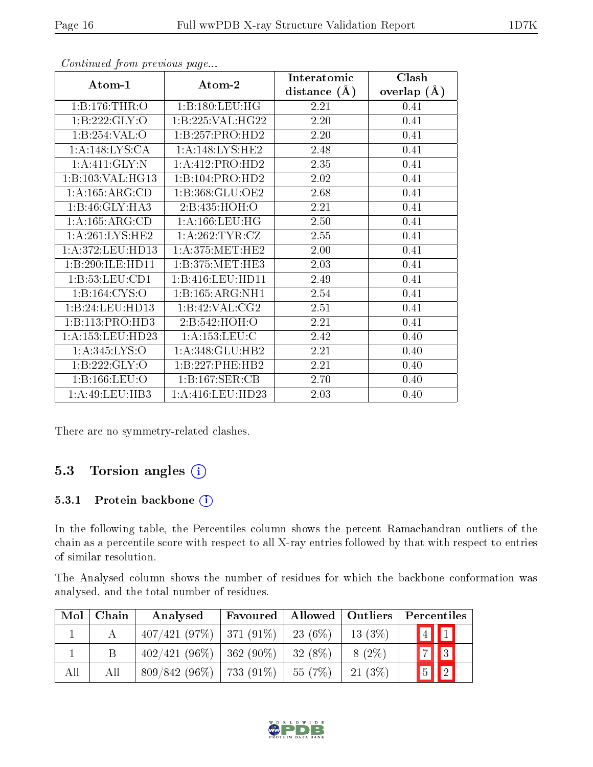*Continued from previous page...*

| Atom-1 | Atom-2 | Interatomic distance (Å) | Clash overlap (Å) |
|---|---|---|---|
| 1:B:176:THR:O | 1:B:180:LEU:HG | 2.21 | 0.41 |
| 1:B:222:GLY:O | 1:B:225:VAL:HG22 | 2.20 | 0.41 |
| 1:B:254:VAL:O | 1:B:257:PRO:HD2 | 2.20 | 0.41 |
| 1:A:148:LYS:CA | 1:A:148:LYS:HE2 | 2.48 | 0.41 |
| 1:A:411:GLY:N | 1:A:412:PRO:HD2 | 2.35 | 0.41 |
| 1:B:103:VAL:HG13 | 1:B:104:PRO:HD2 | 2.02 | 0.41 |
| 1:A:165:ARG:CD | 1:B:368:GLU:OE2 | 2.68 | 0.41 |
| 1:B:46:GLY:HA3 | 2:B:435:HOH:O | 2.21 | 0.41 |
| 1:A:165:ARG:CD | 1:A:166:LEU:HG | 2.50 | 0.41 |
| 1:A:261:LYS:HE2 | 1:A:262:TYR:CZ | 2.55 | 0.41 |
| 1:A:372:LEU:HD13 | 1:A:375:MET:HE2 | 2.00 | 0.41 |
| 1:B:290:ILE:HD11 | 1:B:375:MET:HE3 | 2.03 | 0.41 |
| 1:B:53:LEU:CD1 | 1:B:416:LEU:HD11 | 2.49 | 0.41 |
| 1:B:164:CYS:O | 1:B:165:ARG:NH1 | 2.54 | 0.41 |
| 1:B:24:LEU:HD13 | 1:B:42:VAL:CG2 | 2.51 | 0.41 |
| 1:B:113:PRO:HD3 | 2:B:542:HOH:O | 2.21 | 0.41 |
| 1:A:153:LEU:HD23 | 1:A:153:LEU:C | 2.42 | 0.40 |
| 1:A:345:LYS:O | 1:A:348:GLU:HB2 | 2.21 | 0.40 |
| 1:B:222:GLY:O | 1:B:227:PHE:HB2 | 2.21 | 0.40 |
| 1:B:166:LEU:O | 1:B:167:SER:CB | 2.70 | 0.40 |
| 1:A:49:LEU:HB3 | 1:A:416:LEU:HD23 | 2.03 | 0.40 |

There are no symmetry-related clashes.

## 5.3 Torsion angles

### 5.3.1 Protein backbone

In the following table, the Percentiles column shows the percent Ramachandran outliers of the chain as a percentile score with respect to all X-ray entries followed by that with respect to entries of similar resolution.

The Analysed column shows the number of residues for which the backbone conformation was analysed, and the total number of residues.

| Mol | Chain | Analysed | Favoured | Allowed | Outliers | Percentiles | |
|---|---|---|---|---|---|---|---|
| 1 | A | 407/421 (97%) | 371 (91%) | 23 (6%) | 13 (3%) | 4 | 1 |
| 1 | B | 402/421 (96%) | 362 (90%) | 32 (8%) | 8 (2%) | 7 | 3 |
| All | All | 809/842 (96%) | 733 (91%) | 55 (7%) | 21 (3%) | 5 | 2 |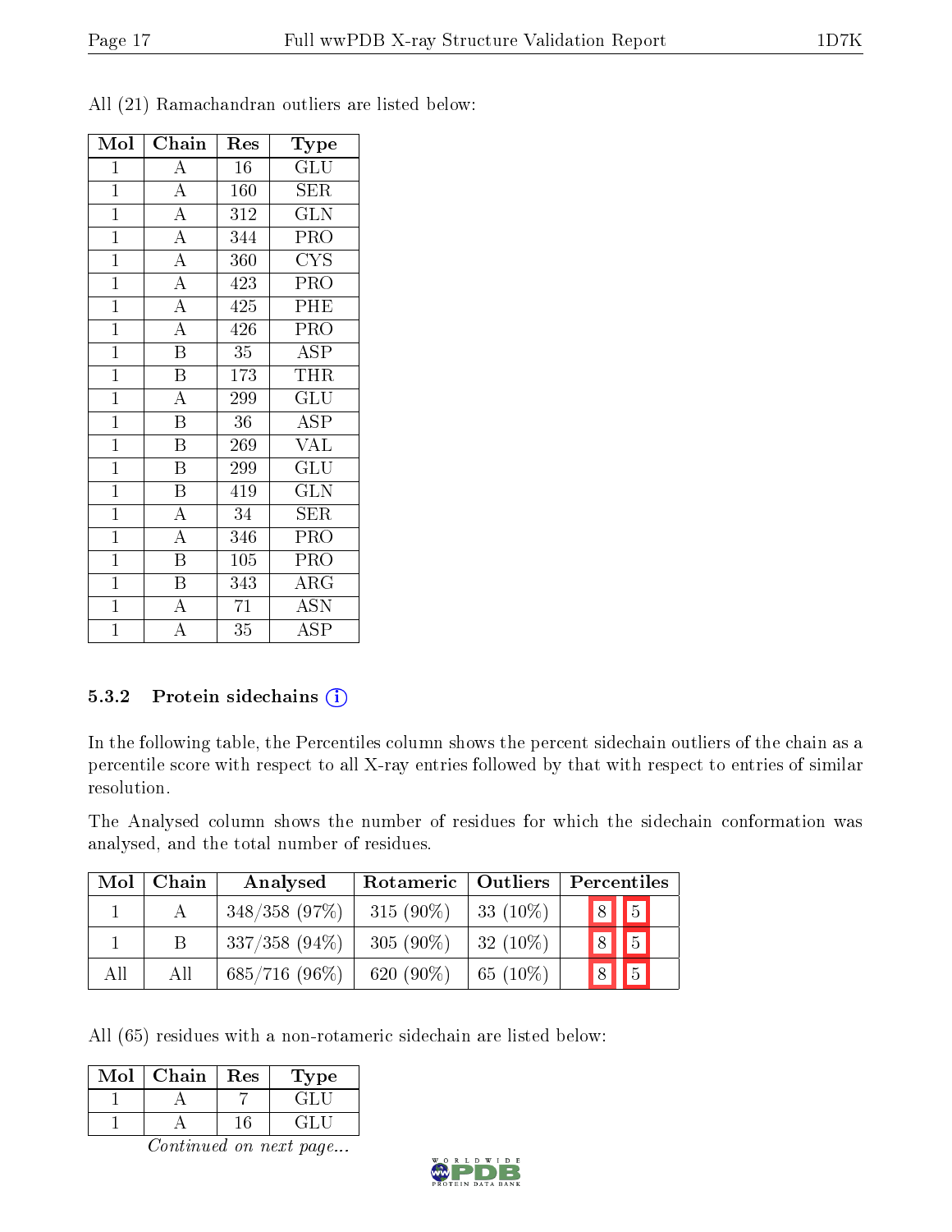All (21) Ramachandran outliers are listed below:

| Mol | Chain | Res | Type |
|---|---|---|---|
| 1 | A | 16 | GLU |
| 1 | A | 160 | SER |
| 1 | A | 312 | GLN |
| 1 | A | 344 | PRO |
| 1 | A | 360 | CYS |
| 1 | A | 423 | PRO |
| 1 | A | 425 | PHE |
| 1 | A | 426 | PRO |
| 1 | B | 35 | ASP |
| 1 | B | 173 | THR |
| 1 | A | 299 | GLU |
| 1 | B | 36 | ASP |
| 1 | B | 269 | VAL |
| 1 | B | 299 | GLU |
| 1 | B | 419 | GLN |
| 1 | A | 34 | SER |
| 1 | A | 346 | PRO |
| 1 | B | 105 | PRO |
| 1 | B | 343 | ARG |
| 1 | A | 71 | ASN |
| 1 | A | 35 | ASP |

### 5.3.2 Protein sidechains

In the following table, the Percentiles column shows the percent sidechain outliers of the chain as a percentile score with respect to all X-ray entries followed by that with respect to entries of similar resolution.

The Analysed column shows the number of residues for which the sidechain conformation was analysed, and the total number of residues.

| Mol | Chain | Analysed | Rotameric | Outliers | Percentiles |
|---|---|---|---|---|---|
| 1 | A | 348/358 (97%) | 315 (90%) | 33 (10%) | 8 5 |
| 1 | B | 337/358 (94%) | 305 (90%) | 32 (10%) | 8 5 |
| All | All | 685/716 (96%) | 620 (90%) | 65 (10%) | 8 5 |

All (65) residues with a non-rotameric sidechain are listed below:

| Mol | Chain | Res | Type |
|---|---|---|---|
| 1 | A | 7 | GLU |
| 1 | A | 16 | GLU |

*Continued on next page...*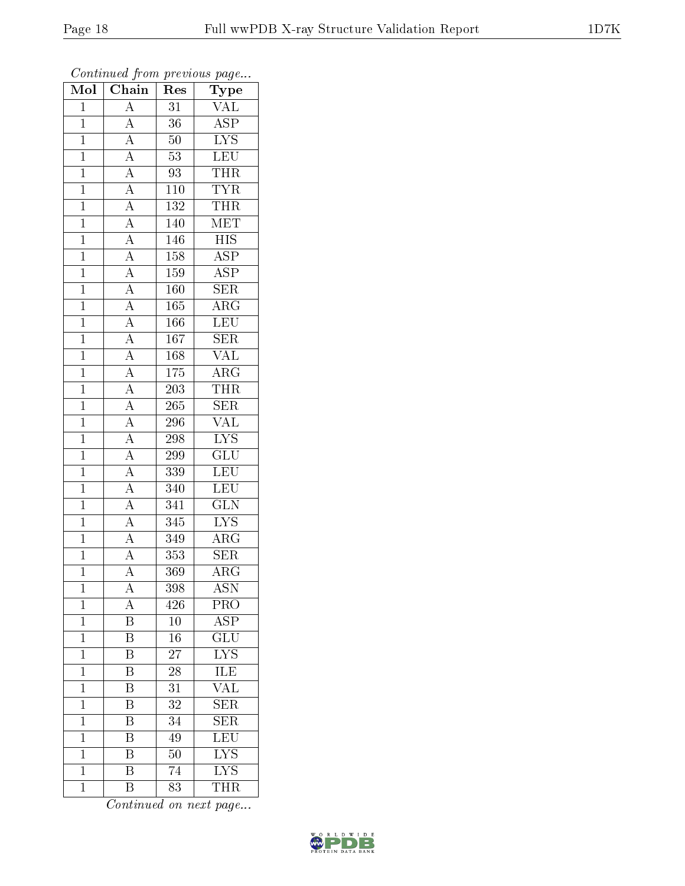*Continued from previous page...*

| Mol | Chain | Res | Type |
|---|---|---|---|
| 1 | A | 31 | VAL |
| 1 | A | 36 | ASP |
| 1 | A | 50 | LYS |
| 1 | A | 53 | LEU |
| 1 | A | 93 | THR |
| 1 | A | 110 | TYR |
| 1 | A | 132 | THR |
| 1 | A | 140 | MET |
| 1 | A | 146 | HIS |
| 1 | A | 158 | ASP |
| 1 | A | 159 | ASP |
| 1 | A | 160 | SER |
| 1 | A | 165 | ARG |
| 1 | A | 166 | LEU |
| 1 | A | 167 | SER |
| 1 | A | 168 | VAL |
| 1 | A | 175 | ARG |
| 1 | A | 203 | THR |
| 1 | A | 265 | SER |
| 1 | A | 296 | VAL |
| 1 | A | 298 | LYS |
| 1 | A | 299 | GLU |
| 1 | A | 339 | LEU |
| 1 | A | 340 | LEU |
| 1 | A | 341 | GLN |
| 1 | A | 345 | LYS |
| 1 | A | 349 | ARG |
| 1 | A | 353 | SER |
| 1 | A | 369 | ARG |
| 1 | A | 398 | ASN |
| 1 | A | 426 | PRO |
| 1 | B | 10 | ASP |
| 1 | B | 16 | GLU |
| 1 | B | 27 | LYS |
| 1 | B | 28 | ILE |
| 1 | B | 31 | VAL |
| 1 | B | 32 | SER |
| 1 | B | 34 | SER |
| 1 | B | 49 | LEU |
| 1 | B | 50 | LYS |
| 1 | B | 74 | LYS |
| 1 | B | 83 | THR |

*Continued on next page...*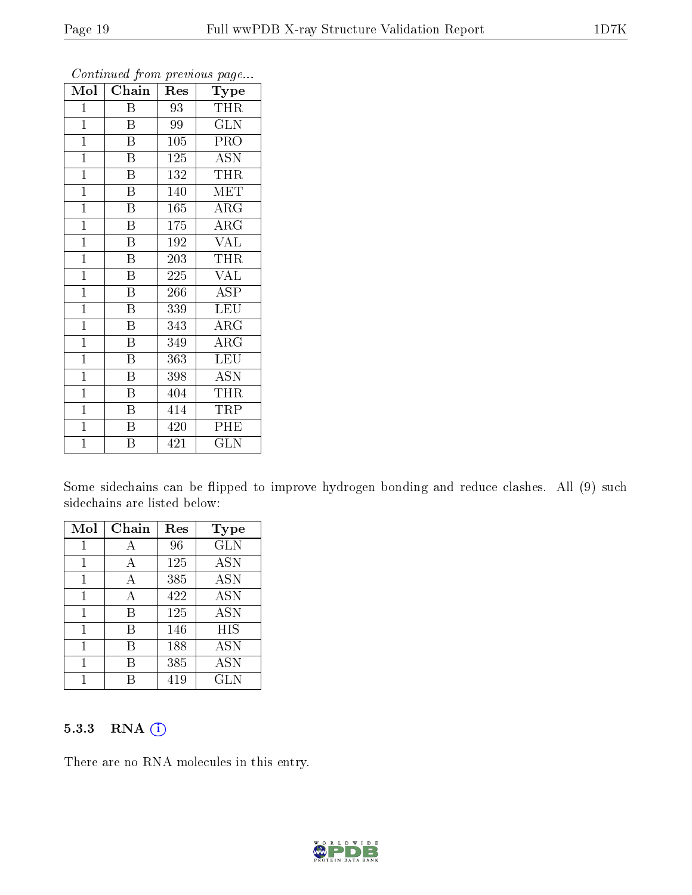*Continued from previous page...*

| Mol | Chain | Res | Type |
|---|---|---|---|
| 1 | B | 93 | THR |
| 1 | B | 99 | GLN |
| 1 | B | 105 | PRO |
| 1 | B | 125 | ASN |
| 1 | B | 132 | THR |
| 1 | B | 140 | MET |
| 1 | B | 165 | ARG |
| 1 | B | 175 | ARG |
| 1 | B | 192 | VAL |
| 1 | B | 203 | THR |
| 1 | B | 225 | VAL |
| 1 | B | 266 | ASP |
| 1 | B | 339 | LEU |
| 1 | B | 343 | ARG |
| 1 | B | 349 | ARG |
| 1 | B | 363 | LEU |
| 1 | B | 398 | ASN |
| 1 | B | 404 | THR |
| 1 | B | 414 | TRP |
| 1 | B | 420 | PHE |
| 1 | B | 421 | GLN |

Some sidechains can be flipped to improve hydrogen bonding and reduce clashes. All (9) such sidechains are listed below:

| Mol | Chain | Res | Type |
|---|---|---|---|
| 1 | A | 96 | GLN |
| 1 | A | 125 | ASN |
| 1 | A | 385 | ASN |
| 1 | A | 422 | ASN |
| 1 | B | 125 | ASN |
| 1 | B | 146 | HIS |
| 1 | B | 188 | ASN |
| 1 | B | 385 | ASN |
| 1 | B | 419 | GLN |

### 5.3.3 RNA

There are no RNA molecules in this entry.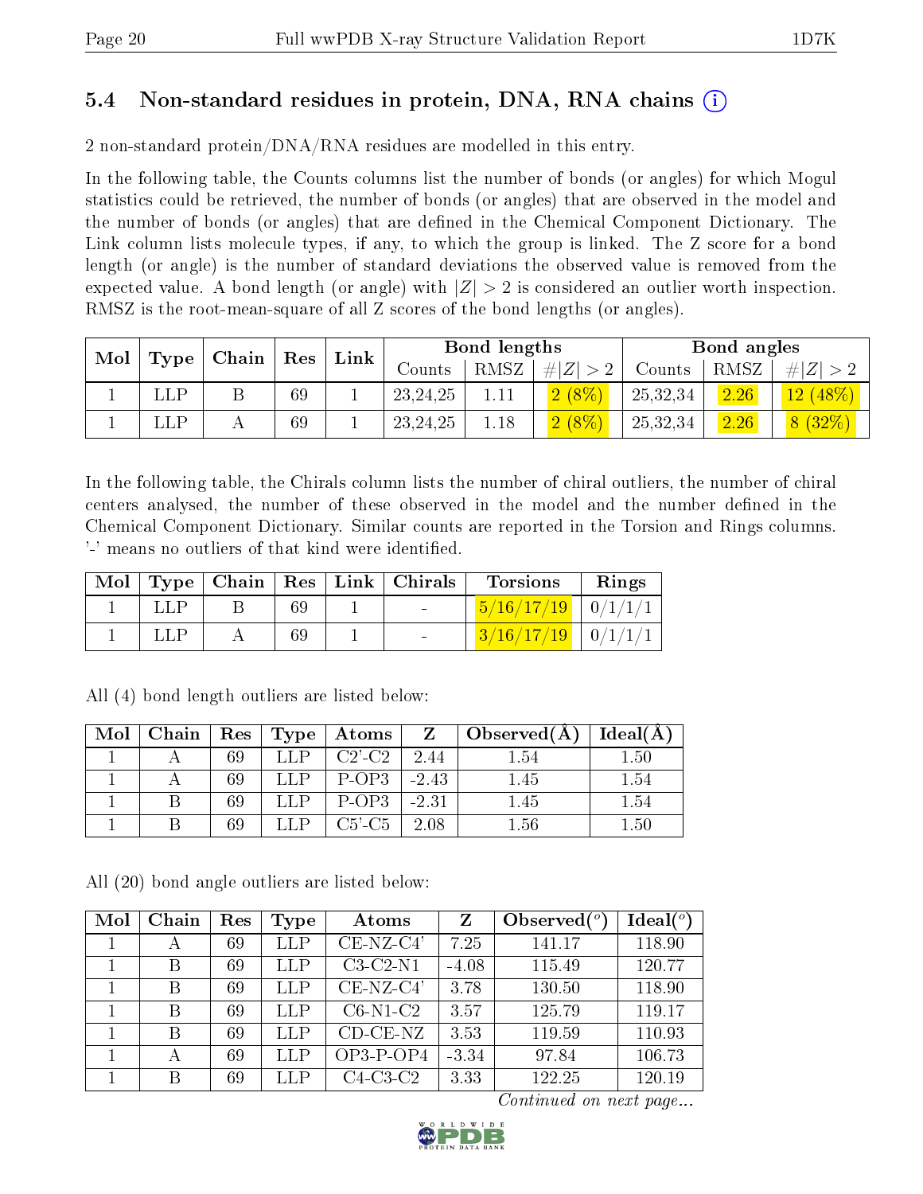## 5.4 Non-standard residues in protein, DNA, RNA chains (i)

2 non-standard protein/DNA/RNA residues are modelled in this entry.

In the following table, the Counts columns list the number of bonds (or angles) for which Mogul statistics could be retrieved, the number of bonds (or angles) that are observed in the model and the number of bonds (or angles) that are defined in the Chemical Component Dictionary. The Link column lists molecule types, if any, to which the group is linked. The Z score for a bond length (or angle) is the number of standard deviations the observed value is removed from the expected value. A bond length (or angle) with $|Z| > 2$ is considered an outlier worth inspection. RMSZ is the root-mean-square of all Z scores of the bond lengths (or angles).

| Mol | Type | Chain | Res | Link | Bond lengths | | | Bond angles | | |
|---|---|---|---|---|---|---|---|---|---|---|
| | | | | | Counts | RMSZ | #\|Z\| > 2 | Counts | RMSZ | #\|Z\| > 2 |
| 1 | LLP | B | 69 | 1 | 23,24,25 | 1.11 | 2 (8%) | 25,32,34 | 2.26 | 12 (48%) |
| 1 | LLP | A | 69 | 1 | 23,24,25 | 1.18 | 2 (8%) | 25,32,34 | 2.26 | 8 (32%) |

In the following table, the Chirals column lists the number of chiral outliers, the number of chiral centers analysed, the number of these observed in the model and the number defined in the Chemical Component Dictionary. Similar counts are reported in the Torsion and Rings columns. '-' means no outliers of that kind were identified.

| Mol | Type | Chain | Res | Link | Chirals | Torsions | Rings |
|---|---|---|---|---|---|---|---|
| 1 | LLP | B | 69 | 1 | - | 5/16/17/19 | 0/1/1/1 |
| 1 | LLP | A | 69 | 1 | - | 3/16/17/19 | 0/1/1/1 |

All (4) bond length outliers are listed below:

| Mol | Chain | Res | Type | Atoms | Z | Observed(Å) | Ideal(Å) |
|---|---|---|---|---|---|---|---|
| 1 | A | 69 | LLP | C2'-C2 | 2.44 | 1.54 | 1.50 |
| 1 | A | 69 | LLP | P-OP3 | -2.43 | 1.45 | 1.54 |
| 1 | B | 69 | LLP | P-OP3 | -2.31 | 1.45 | 1.54 |
| 1 | B | 69 | LLP | C5'-C5 | 2.08 | 1.56 | 1.50 |

All (20) bond angle outliers are listed below:

| Mol | Chain | Res | Type | Atoms | Z | Observed(°) | Ideal(°) |
|---|---|---|---|---|---|---|---|
| 1 | A | 69 | LLP | CE-NZ-C4' | 7.25 | 141.17 | 118.90 |
| 1 | B | 69 | LLP | C3-C2-N1 | -4.08 | 115.49 | 120.77 |
| 1 | B | 69 | LLP | CE-NZ-C4' | 3.78 | 130.50 | 118.90 |
| 1 | B | 69 | LLP | C6-N1-C2 | 3.57 | 125.79 | 119.17 |
| 1 | B | 69 | LLP | CD-CE-NZ | 3.53 | 119.59 | 110.93 |
| 1 | A | 69 | LLP | OP3-P-OP4 | -3.34 | 97.84 | 106.73 |
| 1 | B | 69 | LLP | C4-C3-C2 | 3.33 | 122.25 | 120.19 |

*Continued on next page...*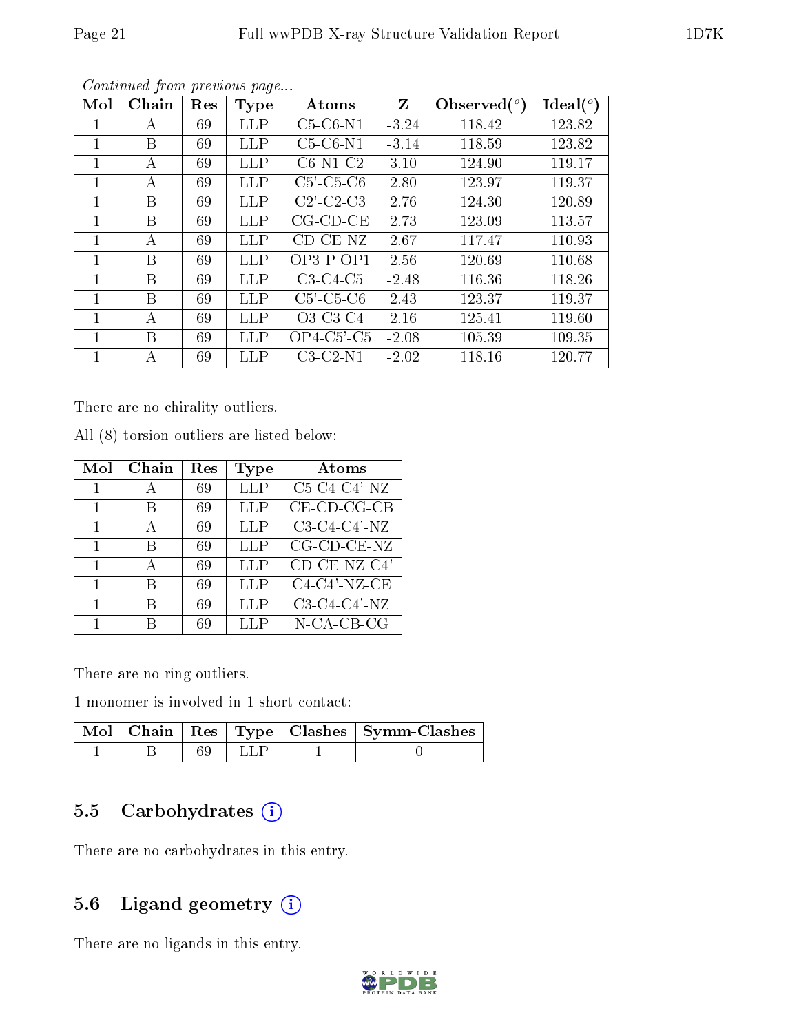*Continued from previous page...*

| Mol | Chain | Res | Type | Atoms | Z | Observed(°) | Ideal(°) |
|---|---|---|---|---|---|---|---|
| 1 | A | 69 | LLP | C5-C6-N1 | -3.24 | 118.42 | 123.82 |
| 1 | B | 69 | LLP | C5-C6-N1 | -3.14 | 118.59 | 123.82 |
| 1 | A | 69 | LLP | C6-N1-C2 | 3.10 | 124.90 | 119.17 |
| 1 | A | 69 | LLP | C5'-C5-C6 | 2.80 | 123.97 | 119.37 |
| 1 | B | 69 | LLP | C2'-C2-C3 | 2.76 | 124.30 | 120.89 |
| 1 | B | 69 | LLP | CG-CD-CE | 2.73 | 123.09 | 113.57 |
| 1 | A | 69 | LLP | CD-CE-NZ | 2.67 | 117.47 | 110.93 |
| 1 | B | 69 | LLP | OP3-P-OP1 | 2.56 | 120.69 | 110.68 |
| 1 | B | 69 | LLP | C3-C4-C5 | -2.48 | 116.36 | 118.26 |
| 1 | B | 69 | LLP | C5'-C5-C6 | 2.43 | 123.37 | 119.37 |
| 1 | A | 69 | LLP | O3-C3-C4 | 2.16 | 125.41 | 119.60 |
| 1 | B | 69 | LLP | OP4-C5'-C5 | -2.08 | 105.39 | 109.35 |
| 1 | A | 69 | LLP | C3-C2-N1 | -2.02 | 118.16 | 120.77 |

There are no chirality outliers.

All (8) torsion outliers are listed below:

| Mol | Chain | Res | Type | Atoms |
|---|---|---|---|---|
| 1 | A | 69 | LLP | C5-C4-C4'-NZ |
| 1 | B | 69 | LLP | CE-CD-CG-CB |
| 1 | A | 69 | LLP | C3-C4-C4'-NZ |
| 1 | B | 69 | LLP | CG-CD-CE-NZ |
| 1 | A | 69 | LLP | CD-CE-NZ-C4' |
| 1 | B | 69 | LLP | C4-C4'-NZ-CE |
| 1 | B | 69 | LLP | C3-C4-C4'-NZ |
| 1 | B | 69 | LLP | N-CA-CB-CG |

There are no ring outliers.

1 monomer is involved in 1 short contact:

| Mol | Chain | Res | Type | Clashes | Symm-Clashes |
|---|---|---|---|---|---|
| 1 | B | 69 | LLP | 1 | 0 |

## 5.5 Carbohydrates

There are no carbohydrates in this entry.

## 5.6 Ligand geometry

There are no ligands in this entry.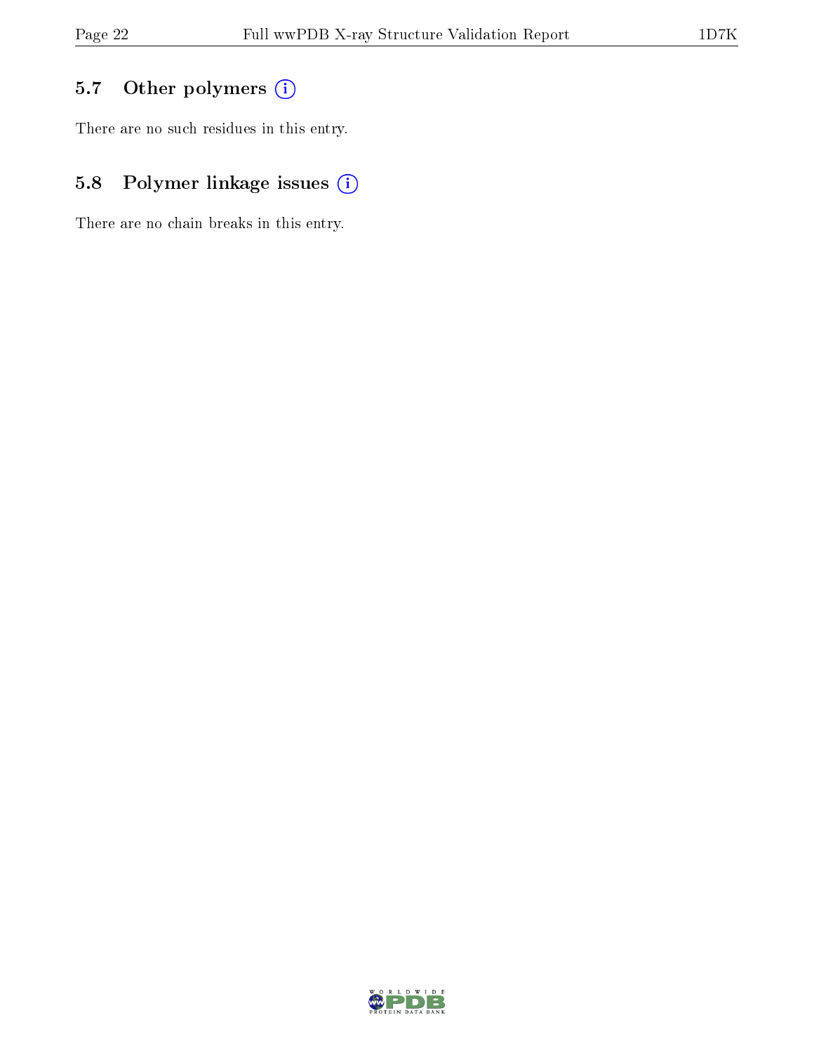### 5.7 Other polymers

There are no such residues in this entry.

### 5.8 Polymer linkage issues

There are no chain breaks in this entry.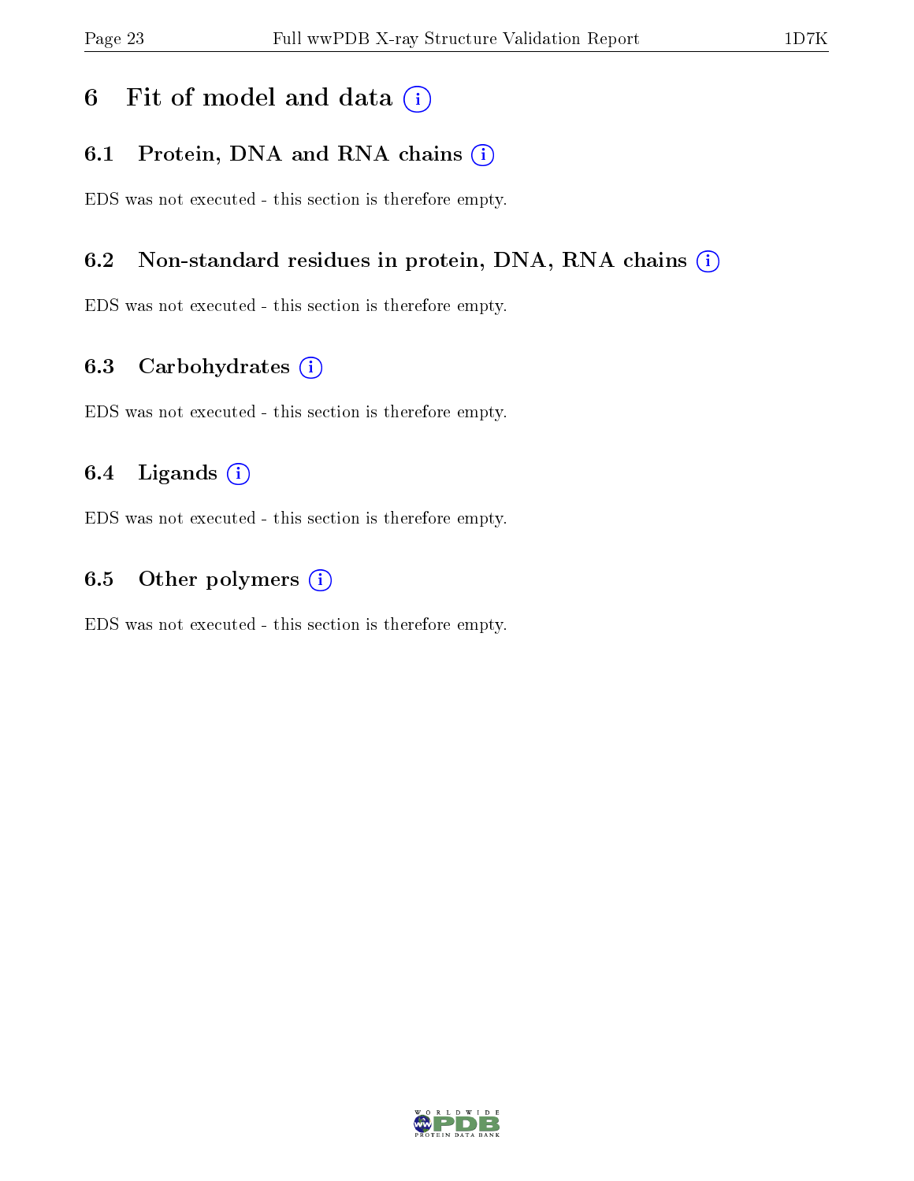# 6 Fit of model and data

## 6.1 Protein, DNA and RNA chains

EDS was not executed - this section is therefore empty.

## 6.2 Non-standard residues in protein, DNA, RNA chains

EDS was not executed - this section is therefore empty.

## 6.3 Carbohydrates

EDS was not executed - this section is therefore empty.

## 6.4 Ligands

EDS was not executed - this section is therefore empty.

## 6.5 Other polymers

EDS was not executed - this section is therefore empty.